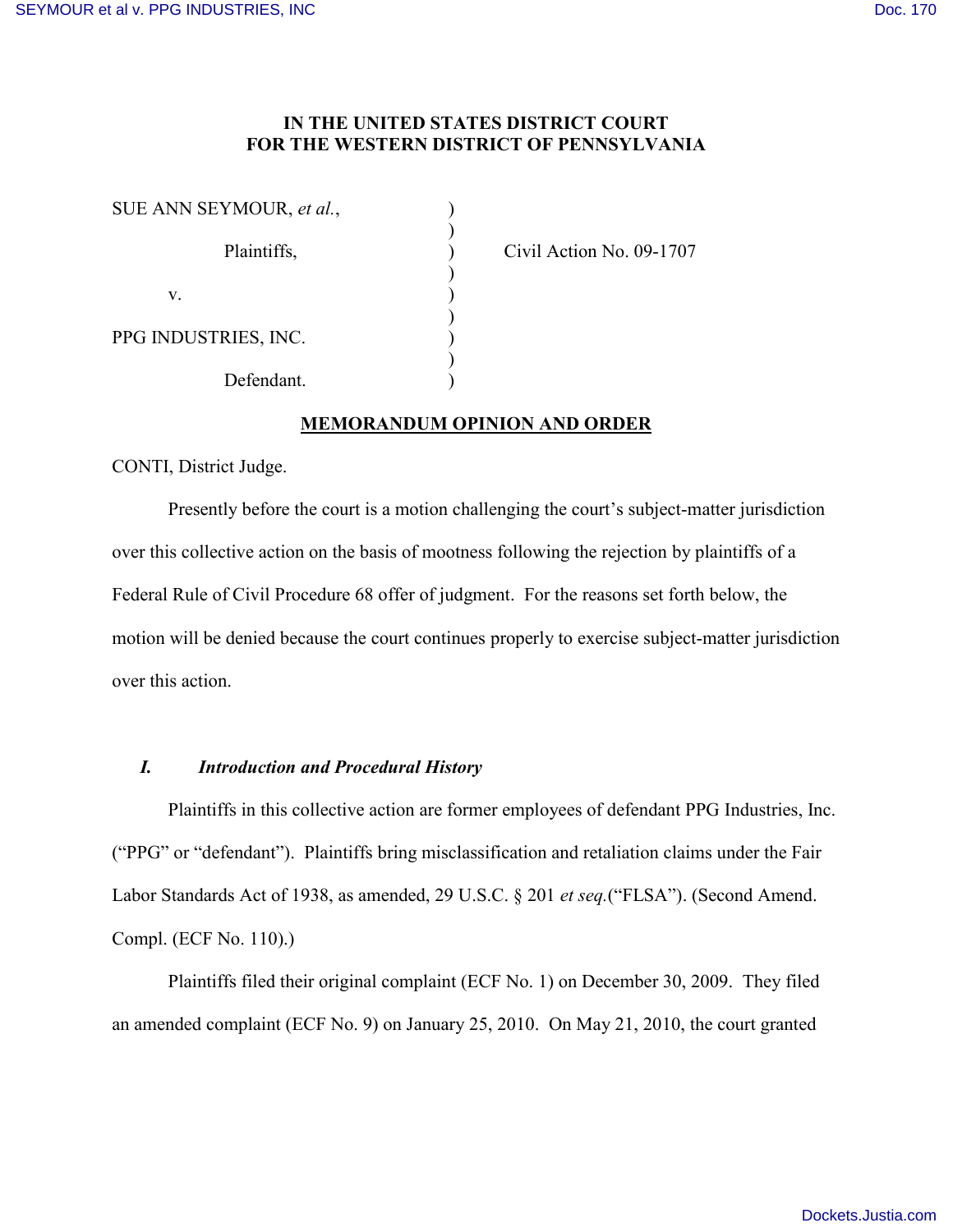**IN THE UNITED STATES DISTRICT COURT**
**FOR THE WESTERN DISTRICT OF PENNSYLVANIA**

| | | |
|---|---|---|
| SUE ANN SEYMOUR, *et al.*, | ) | |
| | ) | |
| Plaintiffs, | ) | Civil Action No. 09-1707 |
| | ) | |
| v. | ) | |
| | ) | |
| PPG INDUSTRIES, INC. | ) | |
| | ) | |
| Defendant. | ) | |

**MEMORANDUM OPINION AND ORDER**

CONTI, District Judge.

Presently before the court is a motion challenging the court's subject-matter jurisdiction over this collective action on the basis of mootness following the rejection by plaintiffs of a Federal Rule of Civil Procedure 68 offer of judgment. For the reasons set forth below, the motion will be denied because the court continues properly to exercise subject-matter jurisdiction over this action.

## *I. Introduction and Procedural History*

Plaintiffs in this collective action are former employees of defendant PPG Industries, Inc. ("PPG" or "defendant"). Plaintiffs bring misclassification and retaliation claims under the Fair Labor Standards Act of 1938, as amended, 29 U.S.C. § 201 *et seq.*("FLSA"). (Second Amend. Compl. (ECF No. 110).)

Plaintiffs filed their original complaint (ECF No. 1) on December 30, 2009. They filed an amended complaint (ECF No. 9) on January 25, 2010. On May 21, 2010, the court granted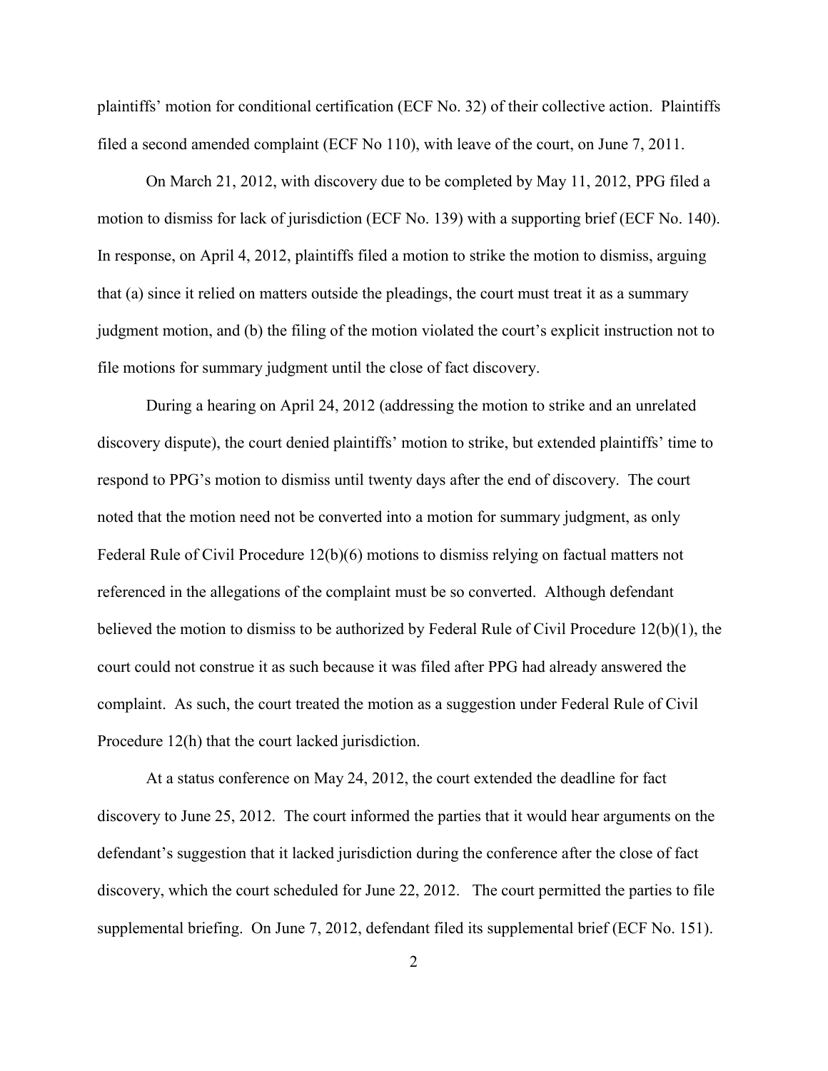plaintiffs' motion for conditional certification (ECF No. 32) of their collective action. Plaintiffs filed a second amended complaint (ECF No 110), with leave of the court, on June 7, 2011.

On March 21, 2012, with discovery due to be completed by May 11, 2012, PPG filed a motion to dismiss for lack of jurisdiction (ECF No. 139) with a supporting brief (ECF No. 140). In response, on April 4, 2012, plaintiffs filed a motion to strike the motion to dismiss, arguing that (a) since it relied on matters outside the pleadings, the court must treat it as a summary judgment motion, and (b) the filing of the motion violated the court's explicit instruction not to file motions for summary judgment until the close of fact discovery.

During a hearing on April 24, 2012 (addressing the motion to strike and an unrelated discovery dispute), the court denied plaintiffs' motion to strike, but extended plaintiffs' time to respond to PPG's motion to dismiss until twenty days after the end of discovery. The court noted that the motion need not be converted into a motion for summary judgment, as only Federal Rule of Civil Procedure 12(b)(6) motions to dismiss relying on factual matters not referenced in the allegations of the complaint must be so converted. Although defendant believed the motion to dismiss to be authorized by Federal Rule of Civil Procedure 12(b)(1), the court could not construe it as such because it was filed after PPG had already answered the complaint. As such, the court treated the motion as a suggestion under Federal Rule of Civil Procedure 12(h) that the court lacked jurisdiction.

At a status conference on May 24, 2012, the court extended the deadline for fact discovery to June 25, 2012. The court informed the parties that it would hear arguments on the defendant's suggestion that it lacked jurisdiction during the conference after the close of fact discovery, which the court scheduled for June 22, 2012. The court permitted the parties to file supplemental briefing. On June 7, 2012, defendant filed its supplemental brief (ECF No. 151).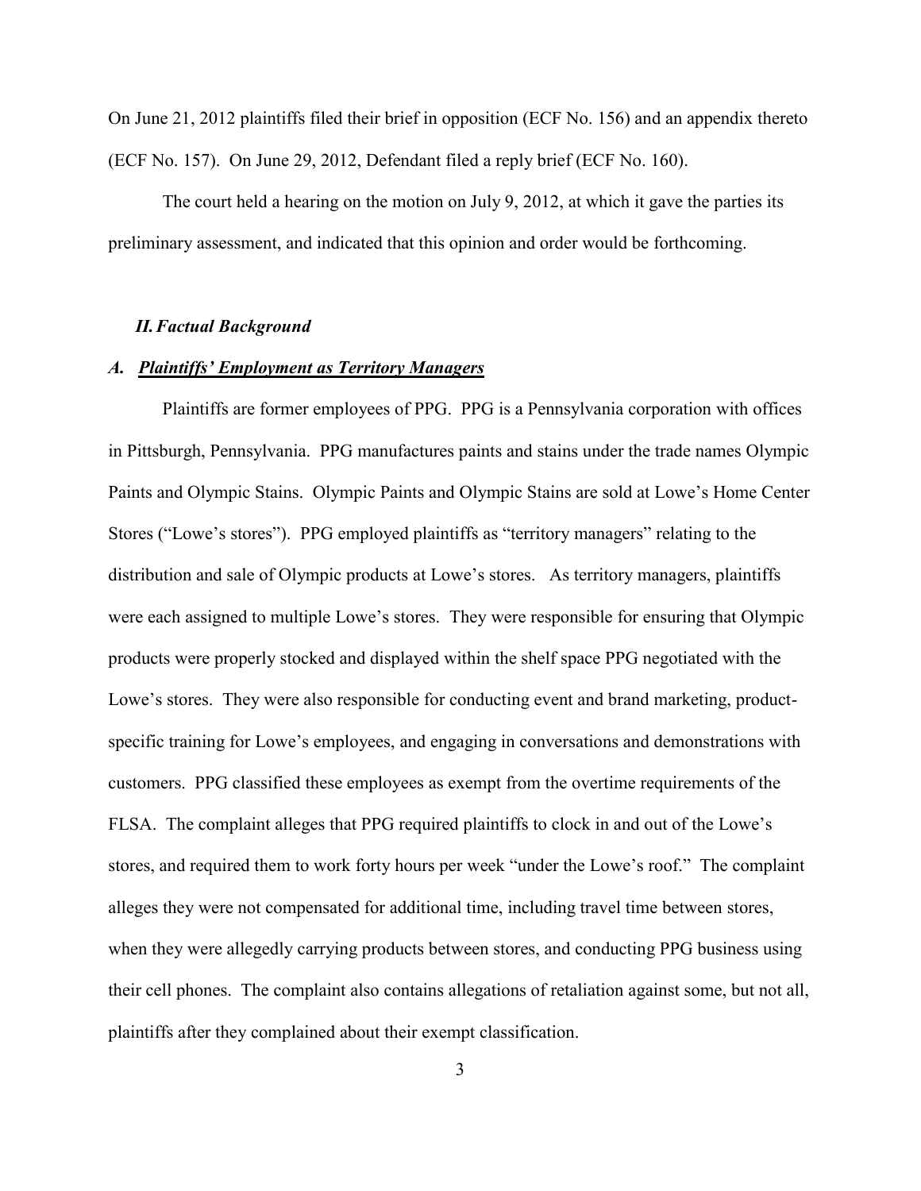On June 21, 2012 plaintiffs filed their brief in opposition (ECF No. 156) and an appendix thereto (ECF No. 157). On June 29, 2012, Defendant filed a reply brief (ECF No. 160).

The court held a hearing on the motion on July 9, 2012, at which it gave the parties its preliminary assessment, and indicated that this opinion and order would be forthcoming.

## *II. Factual Background*

### *A. Plaintiffs' Employment as Territory Managers*

Plaintiffs are former employees of PPG. PPG is a Pennsylvania corporation with offices in Pittsburgh, Pennsylvania. PPG manufactures paints and stains under the trade names Olympic Paints and Olympic Stains. Olympic Paints and Olympic Stains are sold at Lowe's Home Center Stores ("Lowe's stores"). PPG employed plaintiffs as "territory managers" relating to the distribution and sale of Olympic products at Lowe's stores. As territory managers, plaintiffs were each assigned to multiple Lowe's stores. They were responsible for ensuring that Olympic products were properly stocked and displayed within the shelf space PPG negotiated with the Lowe's stores. They were also responsible for conducting event and brand marketing, product-specific training for Lowe's employees, and engaging in conversations and demonstrations with customers. PPG classified these employees as exempt from the overtime requirements of the FLSA. The complaint alleges that PPG required plaintiffs to clock in and out of the Lowe's stores, and required them to work forty hours per week "under the Lowe's roof." The complaint alleges they were not compensated for additional time, including travel time between stores, when they were allegedly carrying products between stores, and conducting PPG business using their cell phones. The complaint also contains allegations of retaliation against some, but not all, plaintiffs after they complained about their exempt classification.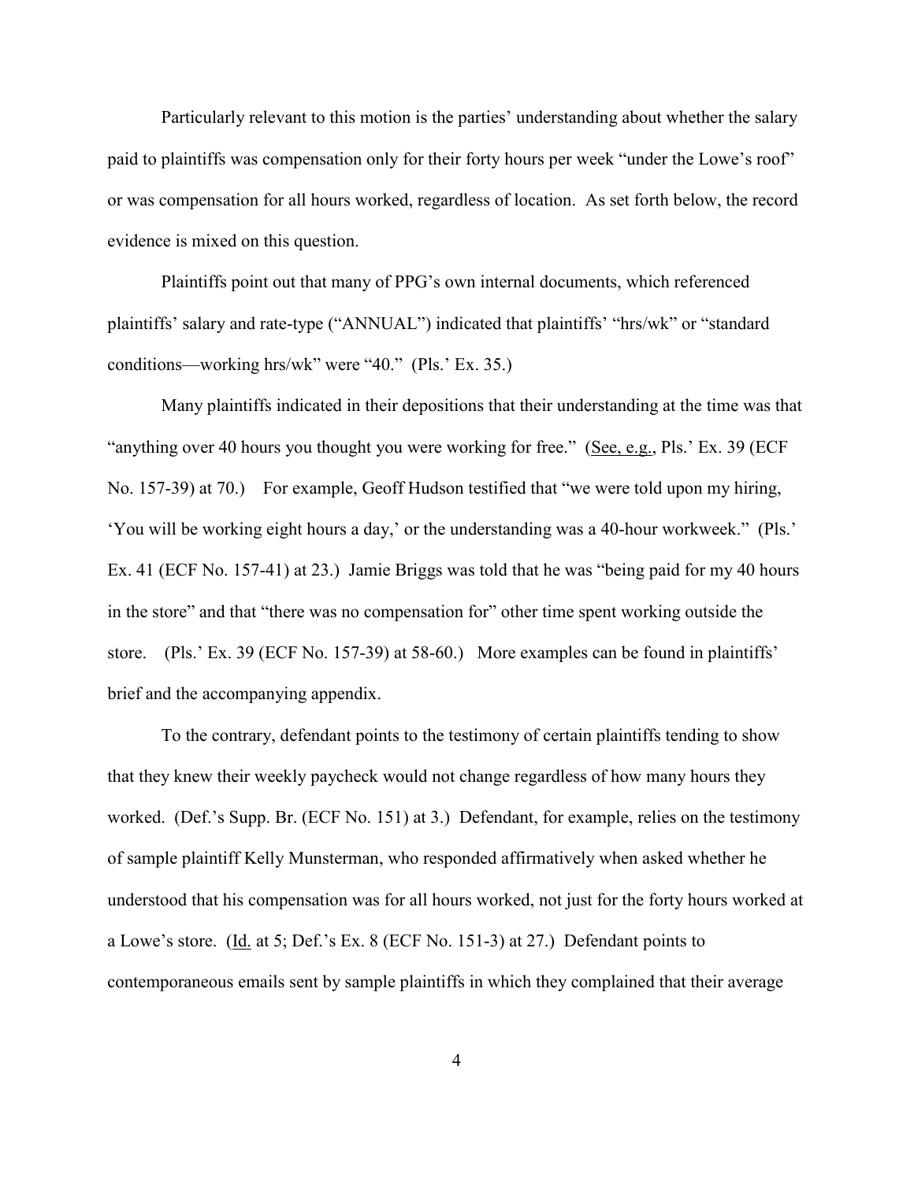Particularly relevant to this motion is the parties' understanding about whether the salary paid to plaintiffs was compensation only for their forty hours per week "under the Lowe's roof" or was compensation for all hours worked, regardless of location. As set forth below, the record evidence is mixed on this question.

Plaintiffs point out that many of PPG's own internal documents, which referenced plaintiffs' salary and rate-type ("ANNUAL") indicated that plaintiffs' "hrs/wk" or "standard conditions—working hrs/wk" were "40." (Pls.' Ex. 35.)

Many plaintiffs indicated in their depositions that their understanding at the time was that "anything over 40 hours you thought you were working for free." (See, e.g., Pls.' Ex. 39 (ECF No. 157-39) at 70.) For example, Geoff Hudson testified that "we were told upon my hiring, 'You will be working eight hours a day,' or the understanding was a 40-hour workweek." (Pls.' Ex. 41 (ECF No. 157-41) at 23.) Jamie Briggs was told that he was "being paid for my 40 hours in the store" and that "there was no compensation for" other time spent working outside the store. (Pls.' Ex. 39 (ECF No. 157-39) at 58-60.) More examples can be found in plaintiffs' brief and the accompanying appendix.

To the contrary, defendant points to the testimony of certain plaintiffs tending to show that they knew their weekly paycheck would not change regardless of how many hours they worked. (Def.'s Supp. Br. (ECF No. 151) at 3.) Defendant, for example, relies on the testimony of sample plaintiff Kelly Munsterman, who responded affirmatively when asked whether he understood that his compensation was for all hours worked, not just for the forty hours worked at a Lowe's store. (Id. at 5; Def.'s Ex. 8 (ECF No. 151-3) at 27.) Defendant points to contemporaneous emails sent by sample plaintiffs in which they complained that their average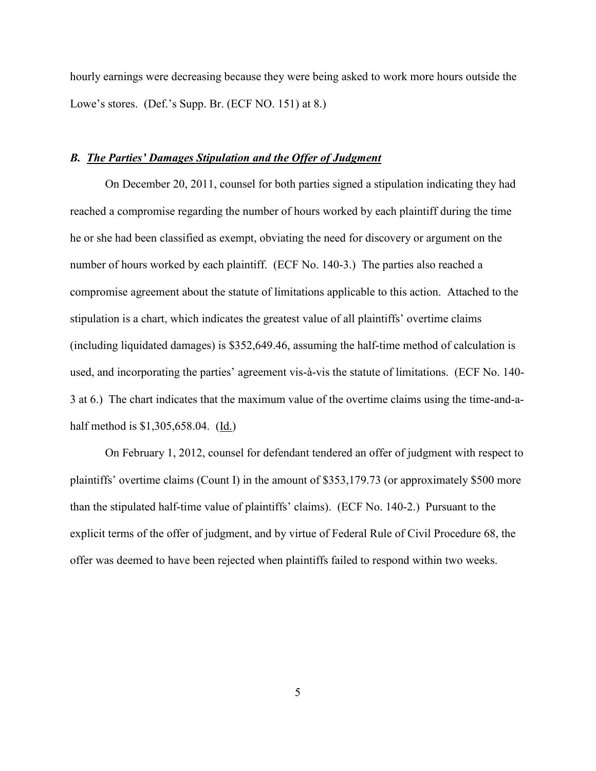hourly earnings were decreasing because they were being asked to work more hours outside the Lowe's stores. (Def.'s Supp. Br. (ECF NO. 151) at 8.)

### ***B. The Parties' Damages Stipulation and the Offer of Judgment***

On December 20, 2011, counsel for both parties signed a stipulation indicating they had reached a compromise regarding the number of hours worked by each plaintiff during the time he or she had been classified as exempt, obviating the need for discovery or argument on the number of hours worked by each plaintiff. (ECF No. 140-3.) The parties also reached a compromise agreement about the statute of limitations applicable to this action. Attached to the stipulation is a chart, which indicates the greatest value of all plaintiffs' overtime claims (including liquidated damages) is $352,649.46, assuming the half-time method of calculation is used, and incorporating the parties' agreement vis-à-vis the statute of limitations. (ECF No. 140-3 at 6.) The chart indicates that the maximum value of the overtime claims using the time-and-a-half method is $1,305,658.04. (Id.)

On February 1, 2012, counsel for defendant tendered an offer of judgment with respect to plaintiffs' overtime claims (Count I) in the amount of $353,179.73 (or approximately $500 more than the stipulated half-time value of plaintiffs' claims). (ECF No. 140-2.) Pursuant to the explicit terms of the offer of judgment, and by virtue of Federal Rule of Civil Procedure 68, the offer was deemed to have been rejected when plaintiffs failed to respond within two weeks.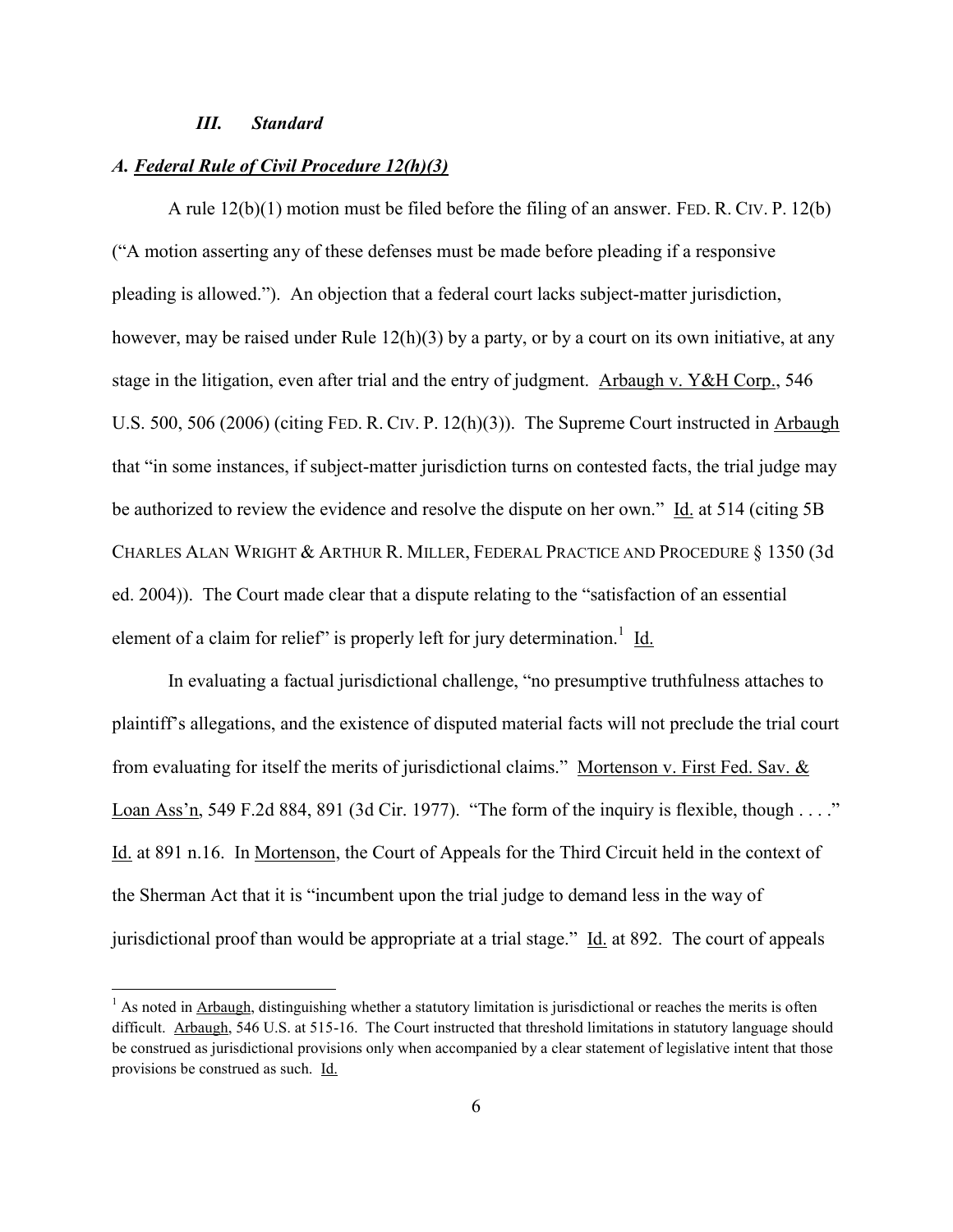### *III. Standard*

### *A. Federal Rule of Civil Procedure 12(h)(3)*

A rule 12(b)(1) motion must be filed before the filing of an answer. FED. R. CIV. P. 12(b) ("A motion asserting any of these defenses must be made before pleading if a responsive pleading is allowed."). An objection that a federal court lacks subject-matter jurisdiction, however, may be raised under Rule 12(h)(3) by a party, or by a court on its own initiative, at any stage in the litigation, even after trial and the entry of judgment. Arbaugh v. Y&H Corp., 546 U.S. 500, 506 (2006) (citing FED. R. CIV. P. 12(h)(3)). The Supreme Court instructed in Arbaugh that "in some instances, if subject-matter jurisdiction turns on contested facts, the trial judge may be authorized to review the evidence and resolve the dispute on her own." Id. at 514 (citing 5B CHARLES ALAN WRIGHT & ARTHUR R. MILLER, FEDERAL PRACTICE AND PROCEDURE § 1350 (3d ed. 2004)). The Court made clear that a dispute relating to the "satisfaction of an essential element of a claim for relief" is properly left for jury determination.[1] Id.

In evaluating a factual jurisdictional challenge, "no presumptive truthfulness attaches to plaintiff's allegations, and the existence of disputed material facts will not preclude the trial court from evaluating for itself the merits of jurisdictional claims." Mortenson v. First Fed. Sav. & Loan Ass'n, 549 F.2d 884, 891 (3d Cir. 1977). "The form of the inquiry is flexible, though . . . ." Id. at 891 n.16. In Mortenson, the Court of Appeals for the Third Circuit held in the context of the Sherman Act that it is "incumbent upon the trial judge to demand less in the way of jurisdictional proof than would be appropriate at a trial stage." Id. at 892. The court of appeals

[1] As noted in Arbaugh, distinguishing whether a statutory limitation is jurisdictional or reaches the merits is often difficult. Arbaugh, 546 U.S. at 515-16. The Court instructed that threshold limitations in statutory language should be construed as jurisdictional provisions only when accompanied by a clear statement of legislative intent that those provisions be construed as such. Id.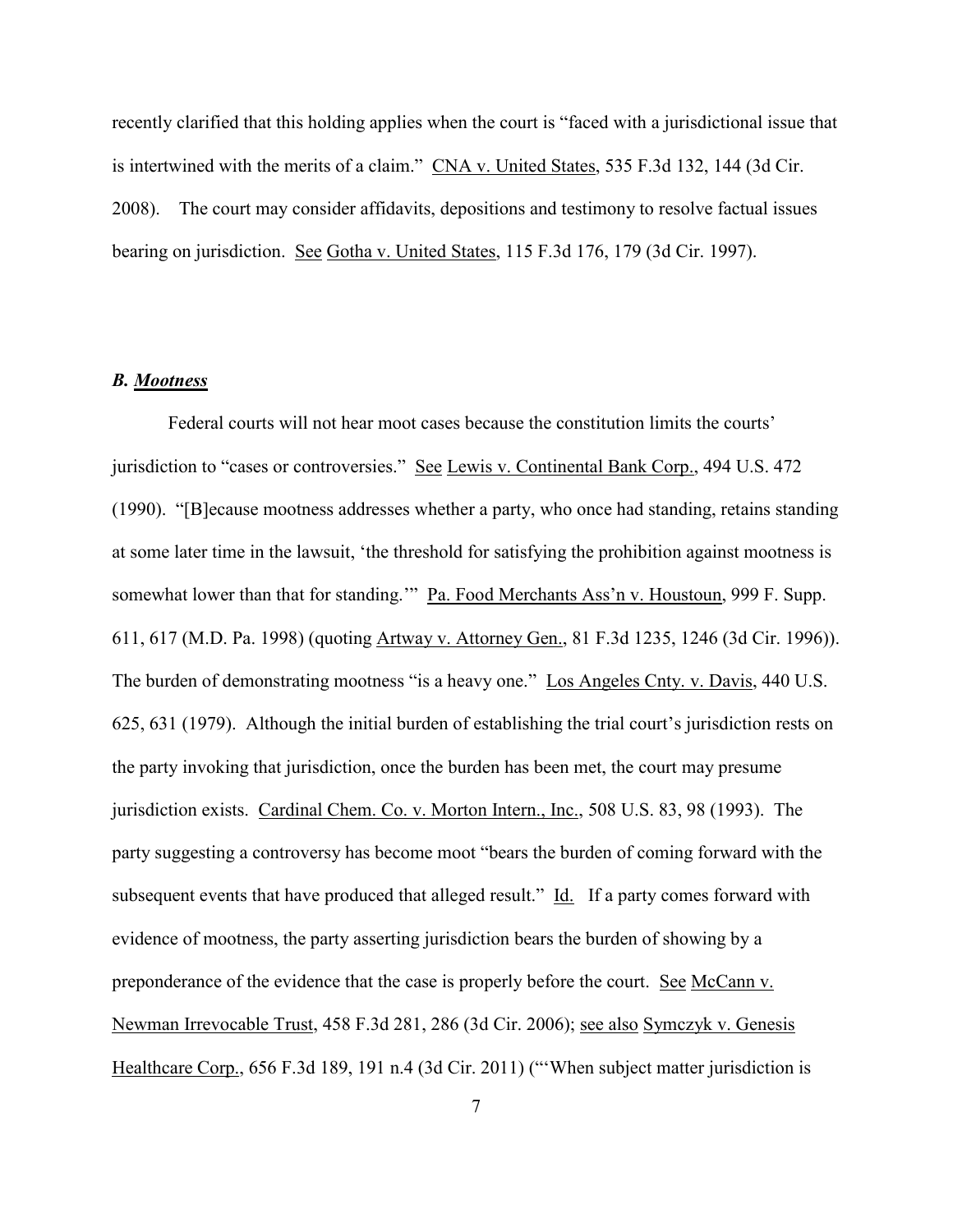recently clarified that this holding applies when the court is "faced with a jurisdictional issue that is intertwined with the merits of a claim." CNA v. United States, 535 F.3d 132, 144 (3d Cir. 2008). The court may consider affidavits, depositions and testimony to resolve factual issues bearing on jurisdiction. See Gotha v. United States, 115 F.3d 176, 179 (3d Cir. 1997).

### ***B. Mootness***

Federal courts will not hear moot cases because the constitution limits the courts' jurisdiction to "cases or controversies." See Lewis v. Continental Bank Corp., 494 U.S. 472 (1990). "[B]ecause mootness addresses whether a party, who once had standing, retains standing at some later time in the lawsuit, 'the threshold for satisfying the prohibition against mootness is somewhat lower than that for standing.'" Pa. Food Merchants Ass'n v. Houstoun, 999 F. Supp. 611, 617 (M.D. Pa. 1998) (quoting Artway v. Attorney Gen., 81 F.3d 1235, 1246 (3d Cir. 1996)). The burden of demonstrating mootness "is a heavy one." Los Angeles Cnty. v. Davis, 440 U.S. 625, 631 (1979). Although the initial burden of establishing the trial court's jurisdiction rests on the party invoking that jurisdiction, once the burden has been met, the court may presume jurisdiction exists. Cardinal Chem. Co. v. Morton Intern., Inc., 508 U.S. 83, 98 (1993). The party suggesting a controversy has become moot "bears the burden of coming forward with the subsequent events that have produced that alleged result." Id. If a party comes forward with evidence of mootness, the party asserting jurisdiction bears the burden of showing by a preponderance of the evidence that the case is properly before the court. See McCann v. Newman Irrevocable Trust, 458 F.3d 281, 286 (3d Cir. 2006); see also Symczyk v. Genesis Healthcare Corp., 656 F.3d 189, 191 n.4 (3d Cir. 2011) ("'When subject matter jurisdiction is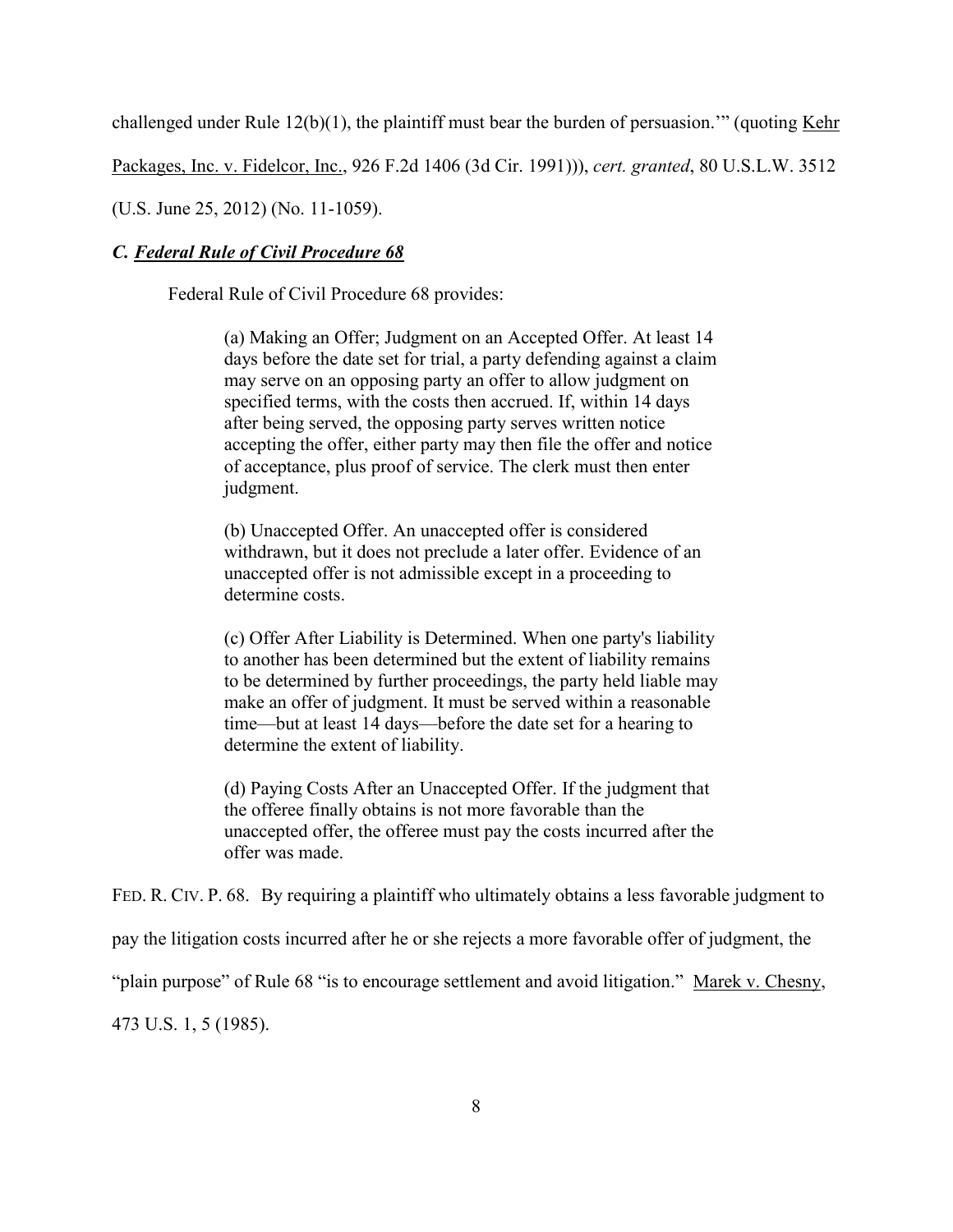challenged under Rule 12(b)(1), the plaintiff must bear the burden of persuasion.'" (quoting Kehr Packages, Inc. v. Fidelcor, Inc., 926 F.2d 1406 (3d Cir. 1991))), *cert. granted*, 80 U.S.L.W. 3512 (U.S. June 25, 2012) (No. 11-1059).

### *C. Federal Rule of Civil Procedure 68*

Federal Rule of Civil Procedure 68 provides:

> (a) Making an Offer; Judgment on an Accepted Offer. At least 14 days before the date set for trial, a party defending against a claim may serve on an opposing party an offer to allow judgment on specified terms, with the costs then accrued. If, within 14 days after being served, the opposing party serves written notice accepting the offer, either party may then file the offer and notice of acceptance, plus proof of service. The clerk must then enter judgment.
>
> (b) Unaccepted Offer. An unaccepted offer is considered withdrawn, but it does not preclude a later offer. Evidence of an unaccepted offer is not admissible except in a proceeding to determine costs.
>
> (c) Offer After Liability is Determined. When one party's liability to another has been determined but the extent of liability remains to be determined by further proceedings, the party held liable may make an offer of judgment. It must be served within a reasonable time—but at least 14 days—before the date set for a hearing to determine the extent of liability.
>
> (d) Paying Costs After an Unaccepted Offer. If the judgment that the offeree finally obtains is not more favorable than the unaccepted offer, the offeree must pay the costs incurred after the offer was made.

FED. R. CIV. P. 68. By requiring a plaintiff who ultimately obtains a less favorable judgment to pay the litigation costs incurred after he or she rejects a more favorable offer of judgment, the "plain purpose" of Rule 68 "is to encourage settlement and avoid litigation." Marek v. Chesny, 473 U.S. 1, 5 (1985).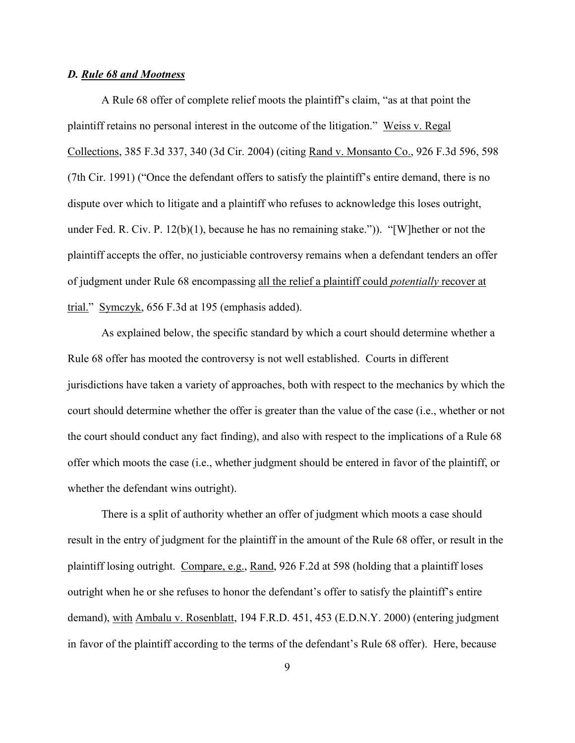### *D. Rule 68 and Mootness*

A Rule 68 offer of complete relief moots the plaintiff's claim, "as at that point the plaintiff retains no personal interest in the outcome of the litigation." Weiss v. Regal Collections, 385 F.3d 337, 340 (3d Cir. 2004) (citing Rand v. Monsanto Co., 926 F.3d 596, 598 (7th Cir. 1991) ("Once the defendant offers to satisfy the plaintiff's entire demand, there is no dispute over which to litigate and a plaintiff who refuses to acknowledge this loses outright, under Fed. R. Civ. P. 12(b)(1), because he has no remaining stake.")). "[W]hether or not the plaintiff accepts the offer, no justiciable controversy remains when a defendant tenders an offer of judgment under Rule 68 encompassing all the relief a plaintiff could *potentially* recover at trial." Symczyk, 656 F.3d at 195 (emphasis added).

As explained below, the specific standard by which a court should determine whether a Rule 68 offer has mooted the controversy is not well established. Courts in different jurisdictions have taken a variety of approaches, both with respect to the mechanics by which the court should determine whether the offer is greater than the value of the case (i.e., whether or not the court should conduct any fact finding), and also with respect to the implications of a Rule 68 offer which moots the case (i.e., whether judgment should be entered in favor of the plaintiff, or whether the defendant wins outright).

There is a split of authority whether an offer of judgment which moots a case should result in the entry of judgment for the plaintiff in the amount of the Rule 68 offer, or result in the plaintiff losing outright. Compare, e.g., Rand, 926 F.2d at 598 (holding that a plaintiff loses outright when he or she refuses to honor the defendant's offer to satisfy the plaintiff's entire demand), with Ambalu v. Rosenblatt, 194 F.R.D. 451, 453 (E.D.N.Y. 2000) (entering judgment in favor of the plaintiff according to the terms of the defendant's Rule 68 offer). Here, because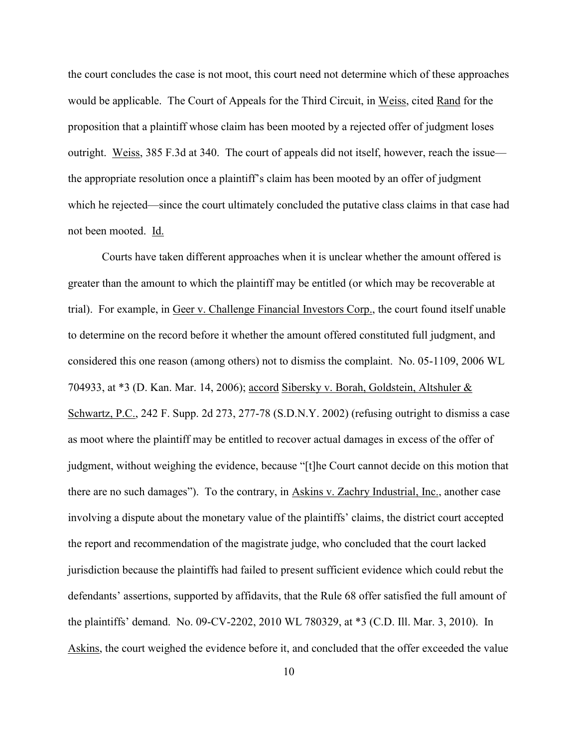the court concludes the case is not moot, this court need not determine which of these approaches would be applicable. The Court of Appeals for the Third Circuit, in Weiss, cited Rand for the proposition that a plaintiff whose claim has been mooted by a rejected offer of judgment loses outright. Weiss, 385 F.3d at 340. The court of appeals did not itself, however, reach the issue—the appropriate resolution once a plaintiff's claim has been mooted by an offer of judgment which he rejected—since the court ultimately concluded the putative class claims in that case had not been mooted. Id.

Courts have taken different approaches when it is unclear whether the amount offered is greater than the amount to which the plaintiff may be entitled (or which may be recoverable at trial). For example, in Geer v. Challenge Financial Investors Corp., the court found itself unable to determine on the record before it whether the amount offered constituted full judgment, and considered this one reason (among others) not to dismiss the complaint. No. 05-1109, 2006 WL 704933, at *3 (D. Kan. Mar. 14, 2006); accord Sibersky v. Borah, Goldstein, Altshuler & Schwartz, P.C., 242 F. Supp. 2d 273, 277-78 (S.D.N.Y. 2002) (refusing outright to dismiss a case as moot where the plaintiff may be entitled to recover actual damages in excess of the offer of judgment, without weighing the evidence, because "[t]he Court cannot decide on this motion that there are no such damages"). To the contrary, in Askins v. Zachry Industrial, Inc., another case involving a dispute about the monetary value of the plaintiffs' claims, the district court accepted the report and recommendation of the magistrate judge, who concluded that the court lacked jurisdiction because the plaintiffs had failed to present sufficient evidence which could rebut the defendants' assertions, supported by affidavits, that the Rule 68 offer satisfied the full amount of the plaintiffs' demand. No. 09-CV-2202, 2010 WL 780329, at *3 (C.D. Ill. Mar. 3, 2010). In Askins, the court weighed the evidence before it, and concluded that the offer exceeded the value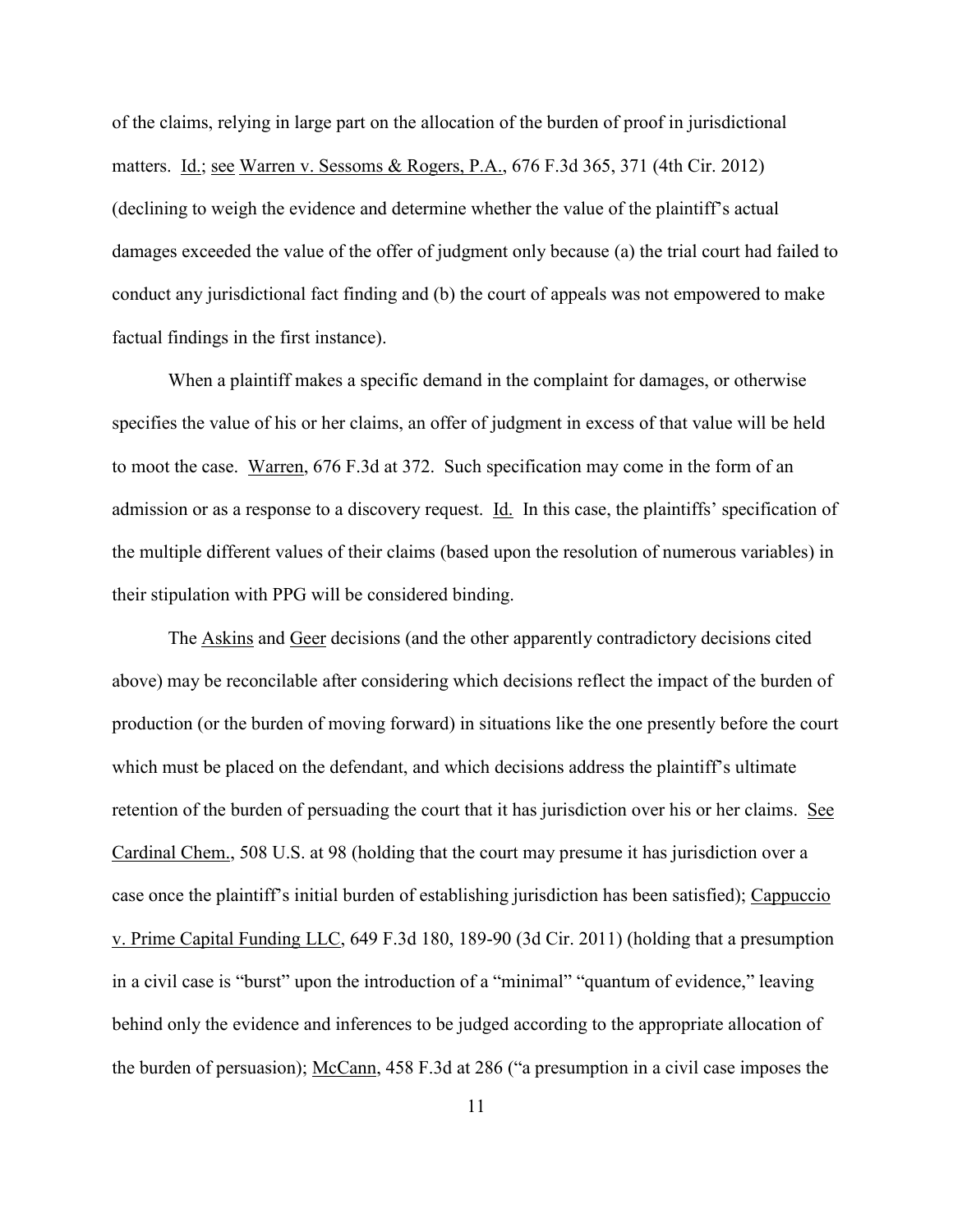of the claims, relying in large part on the allocation of the burden of proof in jurisdictional matters. Id.; see Warren v. Sessoms & Rogers, P.A., 676 F.3d 365, 371 (4th Cir. 2012) (declining to weigh the evidence and determine whether the value of the plaintiff's actual damages exceeded the value of the offer of judgment only because (a) the trial court had failed to conduct any jurisdictional fact finding and (b) the court of appeals was not empowered to make factual findings in the first instance).

When a plaintiff makes a specific demand in the complaint for damages, or otherwise specifies the value of his or her claims, an offer of judgment in excess of that value will be held to moot the case. Warren, 676 F.3d at 372. Such specification may come in the form of an admission or as a response to a discovery request. Id. In this case, the plaintiffs' specification of the multiple different values of their claims (based upon the resolution of numerous variables) in their stipulation with PPG will be considered binding.

The Askins and Geer decisions (and the other apparently contradictory decisions cited above) may be reconcilable after considering which decisions reflect the impact of the burden of production (or the burden of moving forward) in situations like the one presently before the court which must be placed on the defendant, and which decisions address the plaintiff's ultimate retention of the burden of persuading the court that it has jurisdiction over his or her claims. See Cardinal Chem., 508 U.S. at 98 (holding that the court may presume it has jurisdiction over a case once the plaintiff's initial burden of establishing jurisdiction has been satisfied); Cappuccio v. Prime Capital Funding LLC, 649 F.3d 180, 189-90 (3d Cir. 2011) (holding that a presumption in a civil case is "burst" upon the introduction of a "minimal" "quantum of evidence," leaving behind only the evidence and inferences to be judged according to the appropriate allocation of the burden of persuasion); McCann, 458 F.3d at 286 ("a presumption in a civil case imposes the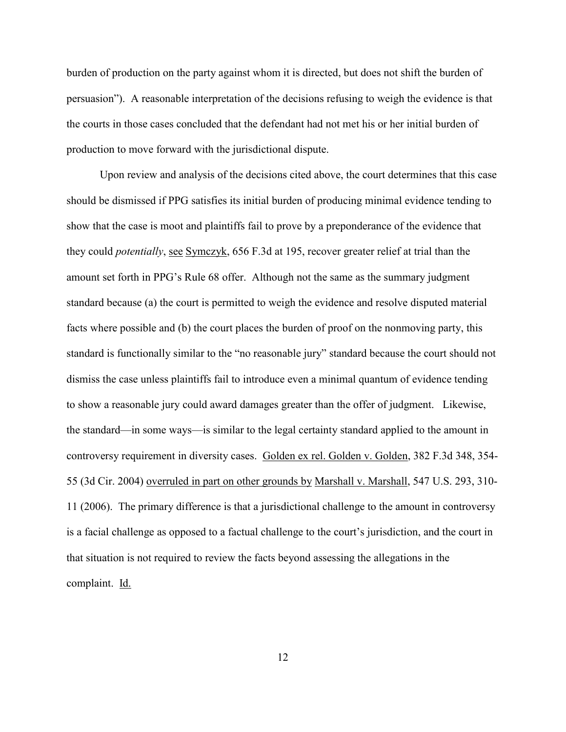burden of production on the party against whom it is directed, but does not shift the burden of persuasion"). A reasonable interpretation of the decisions refusing to weigh the evidence is that the courts in those cases concluded that the defendant had not met his or her initial burden of production to move forward with the jurisdictional dispute.

Upon review and analysis of the decisions cited above, the court determines that this case should be dismissed if PPG satisfies its initial burden of producing minimal evidence tending to show that the case is moot and plaintiffs fail to prove by a preponderance of the evidence that they could *potentially*, see Symczyk, 656 F.3d at 195, recover greater relief at trial than the amount set forth in PPG's Rule 68 offer. Although not the same as the summary judgment standard because (a) the court is permitted to weigh the evidence and resolve disputed material facts where possible and (b) the court places the burden of proof on the nonmoving party, this standard is functionally similar to the "no reasonable jury" standard because the court should not dismiss the case unless plaintiffs fail to introduce even a minimal quantum of evidence tending to show a reasonable jury could award damages greater than the offer of judgment. Likewise, the standard—in some ways—is similar to the legal certainty standard applied to the amount in controversy requirement in diversity cases. Golden ex rel. Golden v. Golden, 382 F.3d 348, 354-55 (3d Cir. 2004) overruled in part on other grounds by Marshall v. Marshall, 547 U.S. 293, 310-11 (2006). The primary difference is that a jurisdictional challenge to the amount in controversy is a facial challenge as opposed to a factual challenge to the court's jurisdiction, and the court in that situation is not required to review the facts beyond assessing the allegations in the complaint. Id.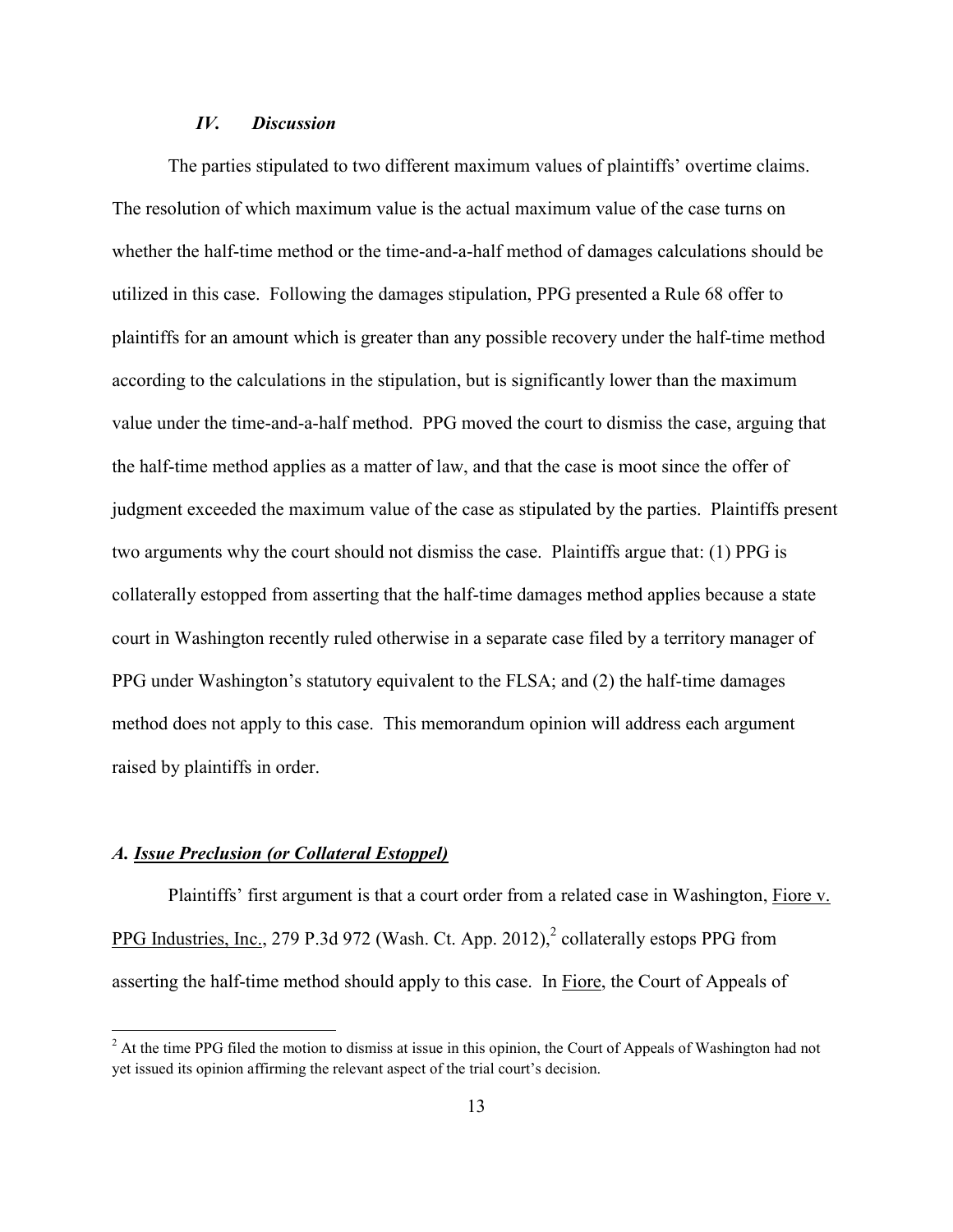### *IV. Discussion*

The parties stipulated to two different maximum values of plaintiffs' overtime claims. The resolution of which maximum value is the actual maximum value of the case turns on whether the half-time method or the time-and-a-half method of damages calculations should be utilized in this case. Following the damages stipulation, PPG presented a Rule 68 offer to plaintiffs for an amount which is greater than any possible recovery under the half-time method according to the calculations in the stipulation, but is significantly lower than the maximum value under the time-and-a-half method. PPG moved the court to dismiss the case, arguing that the half-time method applies as a matter of law, and that the case is moot since the offer of judgment exceeded the maximum value of the case as stipulated by the parties. Plaintiffs present two arguments why the court should not dismiss the case. Plaintiffs argue that: (1) PPG is collaterally estopped from asserting that the half-time damages method applies because a state court in Washington recently ruled otherwise in a separate case filed by a territory manager of PPG under Washington's statutory equivalent to the FLSA; and (2) the half-time damages method does not apply to this case. This memorandum opinion will address each argument raised by plaintiffs in order.

#### *A. Issue Preclusion (or Collateral Estoppel)*

Plaintiffs' first argument is that a court order from a related case in Washington, Fiore v. PPG Industries, Inc., 279 P.3d 972 (Wash. Ct. App. 2012),[2] collaterally estops PPG from asserting the half-time method should apply to this case. In Fiore, the Court of Appeals of

[2] At the time PPG filed the motion to dismiss at issue in this opinion, the Court of Appeals of Washington had not yet issued its opinion affirming the relevant aspect of the trial court's decision.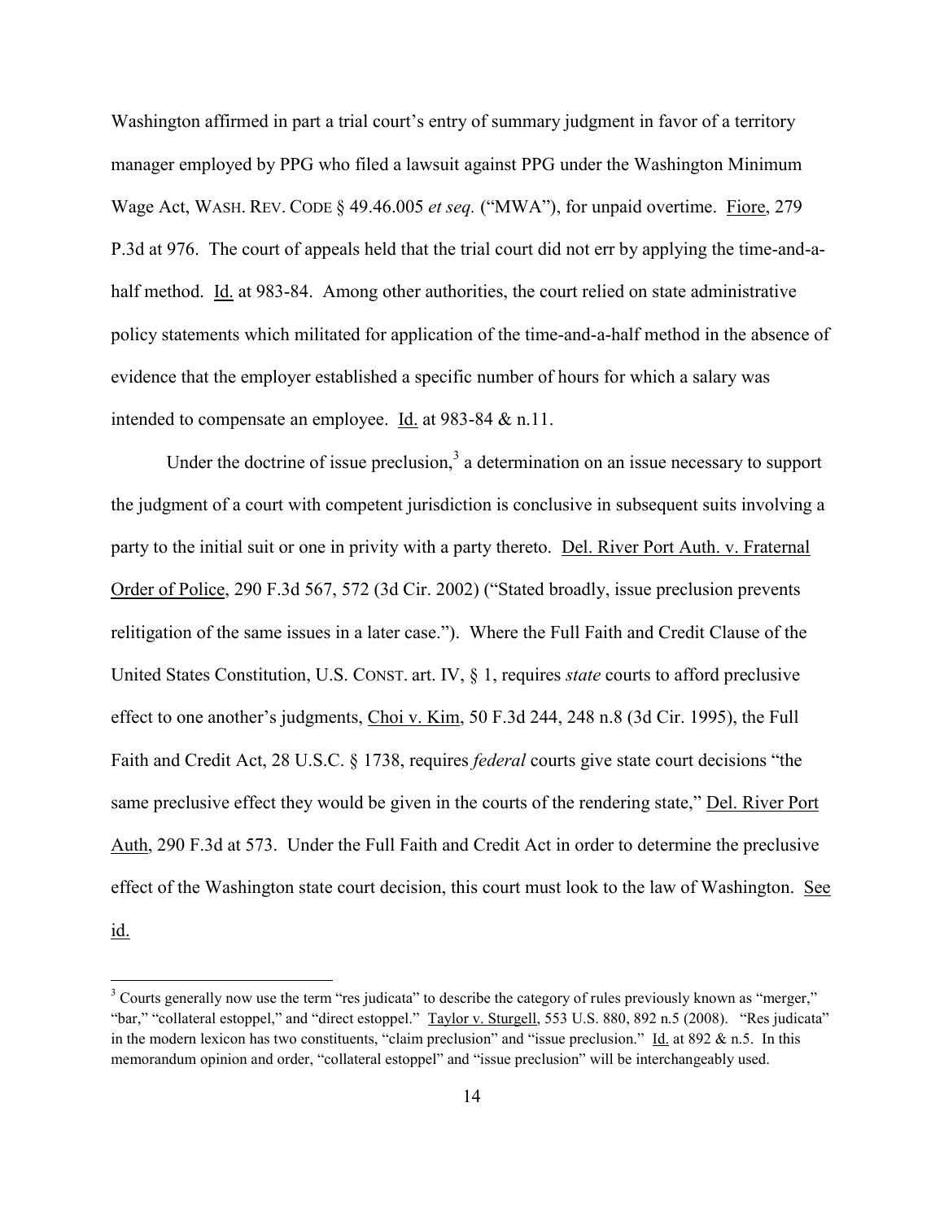Washington affirmed in part a trial court's entry of summary judgment in favor of a territory manager employed by PPG who filed a lawsuit against PPG under the Washington Minimum Wage Act, WASH. REV. CODE § 49.46.005 *et seq.* ("MWA"), for unpaid overtime. Fiore, 279 P.3d at 976. The court of appeals held that the trial court did not err by applying the time-and-a-half method. Id. at 983-84. Among other authorities, the court relied on state administrative policy statements which militated for application of the time-and-a-half method in the absence of evidence that the employer established a specific number of hours for which a salary was intended to compensate an employee. Id. at 983-84 & n.11.

Under the doctrine of issue preclusion,[3] a determination on an issue necessary to support the judgment of a court with competent jurisdiction is conclusive in subsequent suits involving a party to the initial suit or one in privity with a party thereto. Del. River Port Auth. v. Fraternal Order of Police, 290 F.3d 567, 572 (3d Cir. 2002) ("Stated broadly, issue preclusion prevents relitigation of the same issues in a later case."). Where the Full Faith and Credit Clause of the United States Constitution, U.S. CONST. art. IV, § 1, requires *state* courts to afford preclusive effect to one another's judgments, Choi v. Kim, 50 F.3d 244, 248 n.8 (3d Cir. 1995), the Full Faith and Credit Act, 28 U.S.C. § 1738, requires *federal* courts give state court decisions "the same preclusive effect they would be given in the courts of the rendering state," Del. River Port Auth, 290 F.3d at 573. Under the Full Faith and Credit Act in order to determine the preclusive effect of the Washington state court decision, this court must look to the law of Washington. See id.

[3] Courts generally now use the term "res judicata" to describe the category of rules previously known as "merger," "bar," "collateral estoppel," and "direct estoppel." Taylor v. Sturgell, 553 U.S. 880, 892 n.5 (2008). "Res judicata" in the modern lexicon has two constituents, "claim preclusion" and "issue preclusion." Id. at 892 & n.5. In this memorandum opinion and order, "collateral estoppel" and "issue preclusion" will be interchangeably used.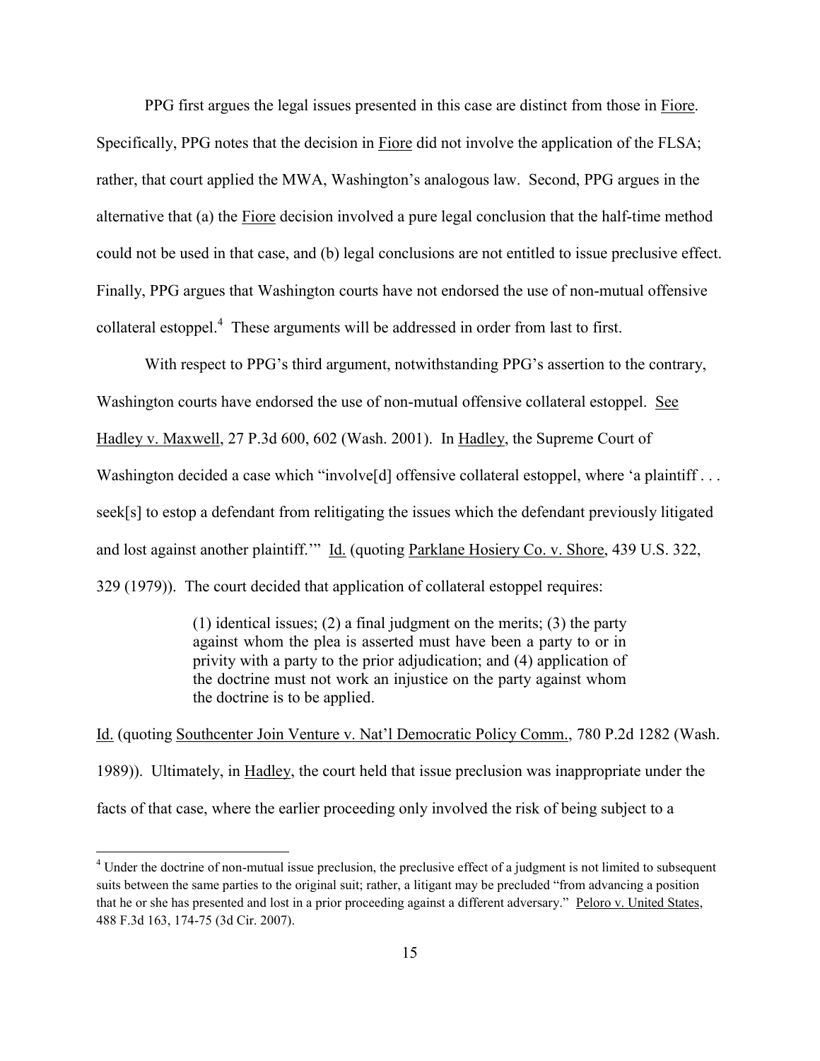PPG first argues the legal issues presented in this case are distinct from those in Fiore. Specifically, PPG notes that the decision in Fiore did not involve the application of the FLSA; rather, that court applied the MWA, Washington's analogous law. Second, PPG argues in the alternative that (a) the Fiore decision involved a pure legal conclusion that the half-time method could not be used in that case, and (b) legal conclusions are not entitled to issue preclusive effect. Finally, PPG argues that Washington courts have not endorsed the use of non-mutual offensive collateral estoppel.[4] These arguments will be addressed in order from last to first.

With respect to PPG's third argument, notwithstanding PPG's assertion to the contrary, Washington courts have endorsed the use of non-mutual offensive collateral estoppel. See Hadley v. Maxwell, 27 P.3d 600, 602 (Wash. 2001). In Hadley, the Supreme Court of Washington decided a case which "involve[d] offensive collateral estoppel, where 'a plaintiff . . . seek[s] to estop a defendant from relitigating the issues which the defendant previously litigated and lost against another plaintiff.'" Id. (quoting Parklane Hosiery Co. v. Shore, 439 U.S. 322, 329 (1979)). The court decided that application of collateral estoppel requires:

> (1) identical issues; (2) a final judgment on the merits; (3) the party against whom the plea is asserted must have been a party to or in privity with a party to the prior adjudication; and (4) application of the doctrine must not work an injustice on the party against whom the doctrine is to be applied.

Id. (quoting Southcenter Join Venture v. Nat'l Democratic Policy Comm., 780 P.2d 1282 (Wash. 1989)). Ultimately, in Hadley, the court held that issue preclusion was inappropriate under the facts of that case, where the earlier proceeding only involved the risk of being subject to a

---

[4] Under the doctrine of non-mutual issue preclusion, the preclusive effect of a judgment is not limited to subsequent suits between the same parties to the original suit; rather, a litigant may be precluded "from advancing a position that he or she has presented and lost in a prior proceeding against a different adversary." Peloro v. United States, 488 F.3d 163, 174-75 (3d Cir. 2007).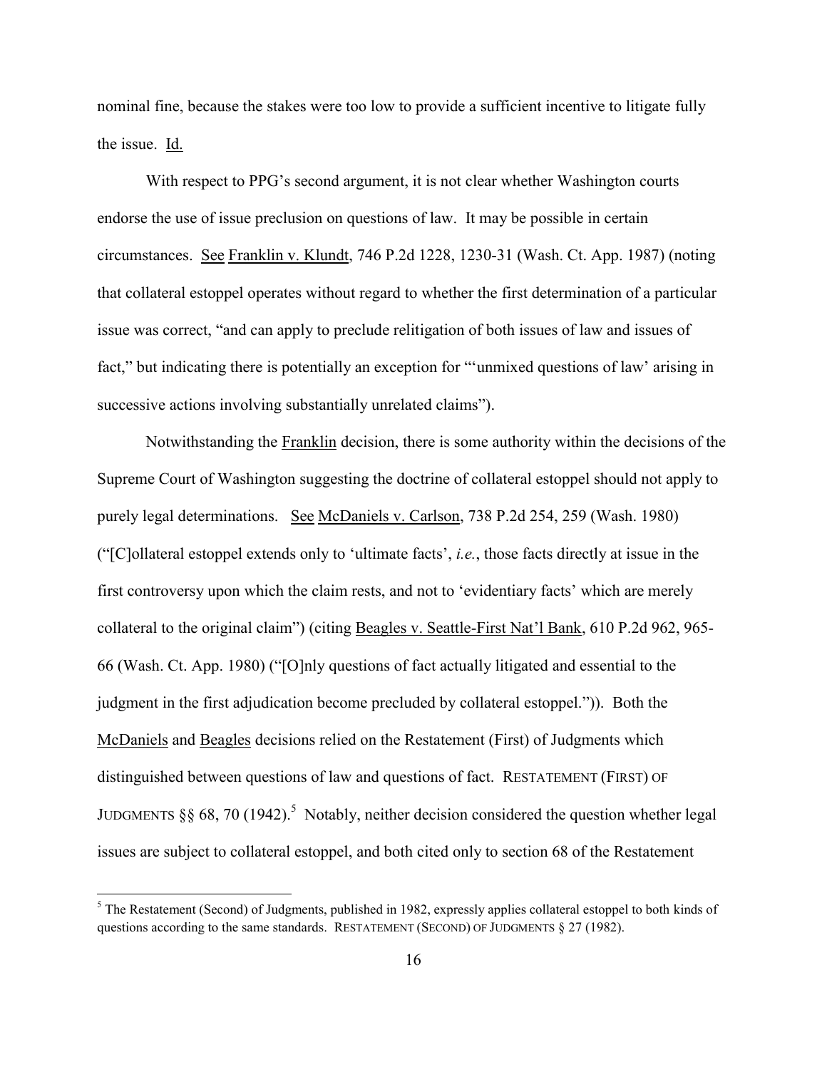nominal fine, because the stakes were too low to provide a sufficient incentive to litigate fully the issue. Id.

With respect to PPG's second argument, it is not clear whether Washington courts endorse the use of issue preclusion on questions of law. It may be possible in certain circumstances. See Franklin v. Klundt, 746 P.2d 1228, 1230-31 (Wash. Ct. App. 1987) (noting that collateral estoppel operates without regard to whether the first determination of a particular issue was correct, "and can apply to preclude relitigation of both issues of law and issues of fact," but indicating there is potentially an exception for "'unmixed questions of law' arising in successive actions involving substantially unrelated claims").

Notwithstanding the Franklin decision, there is some authority within the decisions of the Supreme Court of Washington suggesting the doctrine of collateral estoppel should not apply to purely legal determinations. See McDaniels v. Carlson, 738 P.2d 254, 259 (Wash. 1980) ("[C]ollateral estoppel extends only to 'ultimate facts', *i.e.*, those facts directly at issue in the first controversy upon which the claim rests, and not to 'evidentiary facts' which are merely collateral to the original claim") (citing Beagles v. Seattle-First Nat'l Bank, 610 P.2d 962, 965-66 (Wash. Ct. App. 1980) ("[O]nly questions of fact actually litigated and essential to the judgment in the first adjudication become precluded by collateral estoppel.")). Both the McDaniels and Beagles decisions relied on the Restatement (First) of Judgments which distinguished between questions of law and questions of fact. RESTATEMENT (FIRST) OF JUDGMENTS §§ 68, 70 (1942).[5] Notably, neither decision considered the question whether legal issues are subject to collateral estoppel, and both cited only to section 68 of the Restatement

[5] The Restatement (Second) of Judgments, published in 1982, expressly applies collateral estoppel to both kinds of questions according to the same standards. RESTATEMENT (SECOND) OF JUDGMENTS § 27 (1982).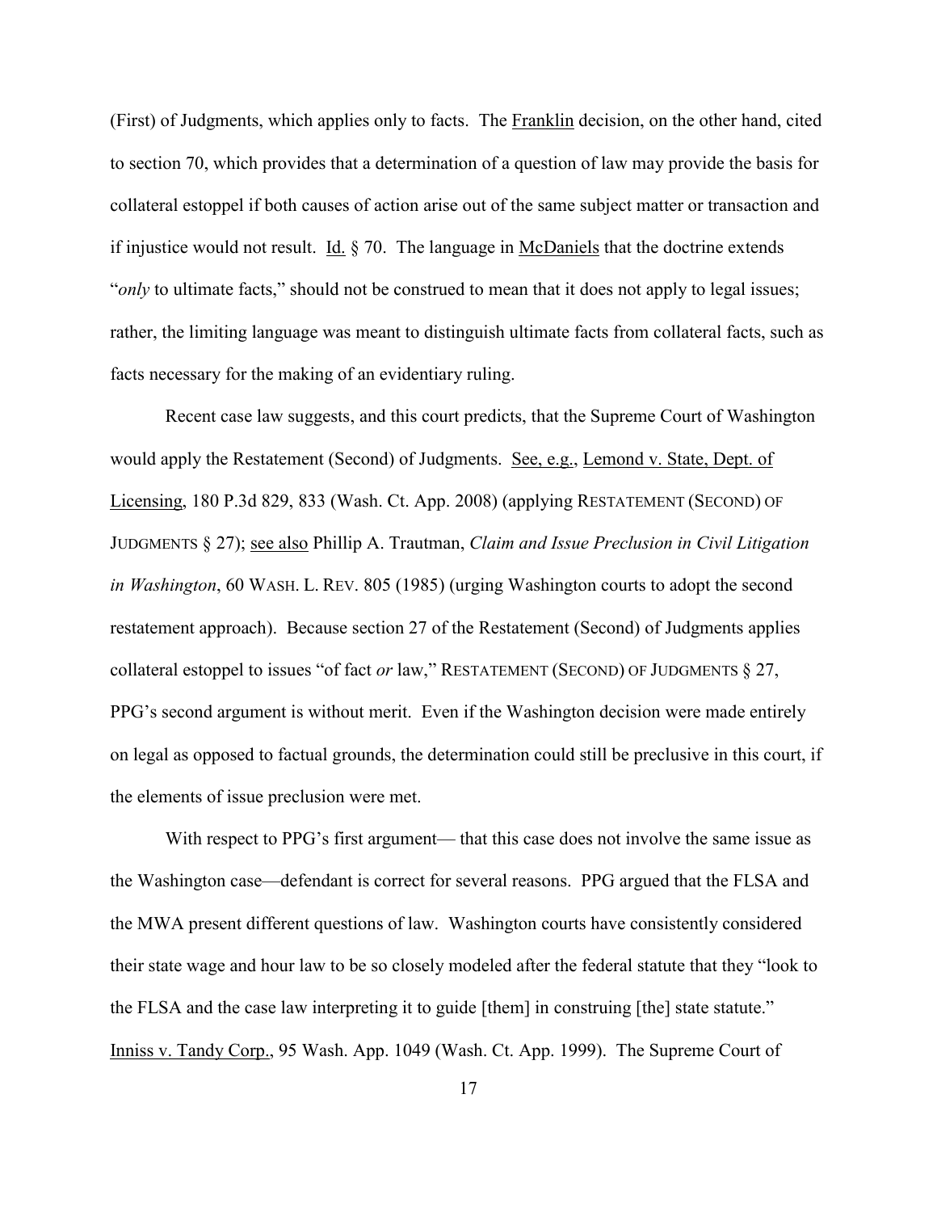(First) of Judgments, which applies only to facts. The Franklin decision, on the other hand, cited to section 70, which provides that a determination of a question of law may provide the basis for collateral estoppel if both causes of action arise out of the same subject matter or transaction and if injustice would not result. Id. § 70. The language in McDaniels that the doctrine extends "*only* to ultimate facts," should not be construed to mean that it does not apply to legal issues; rather, the limiting language was meant to distinguish ultimate facts from collateral facts, such as facts necessary for the making of an evidentiary ruling.

Recent case law suggests, and this court predicts, that the Supreme Court of Washington would apply the Restatement (Second) of Judgments. See, e.g., Lemond v. State, Dept. of Licensing, 180 P.3d 829, 833 (Wash. Ct. App. 2008) (applying RESTATEMENT (SECOND) OF JUDGMENTS § 27); see also Phillip A. Trautman, *Claim and Issue Preclusion in Civil Litigation in Washington*, 60 WASH. L. REV. 805 (1985) (urging Washington courts to adopt the second restatement approach). Because section 27 of the Restatement (Second) of Judgments applies collateral estoppel to issues "of fact *or* law," RESTATEMENT (SECOND) OF JUDGMENTS § 27, PPG's second argument is without merit. Even if the Washington decision were made entirely on legal as opposed to factual grounds, the determination could still be preclusive in this court, if the elements of issue preclusion were met.

With respect to PPG's first argument— that this case does not involve the same issue as the Washington case—defendant is correct for several reasons. PPG argued that the FLSA and the MWA present different questions of law. Washington courts have consistently considered their state wage and hour law to be so closely modeled after the federal statute that they "look to the FLSA and the case law interpreting it to guide [them] in construing [the] state statute." Inniss v. Tandy Corp., 95 Wash. App. 1049 (Wash. Ct. App. 1999). The Supreme Court of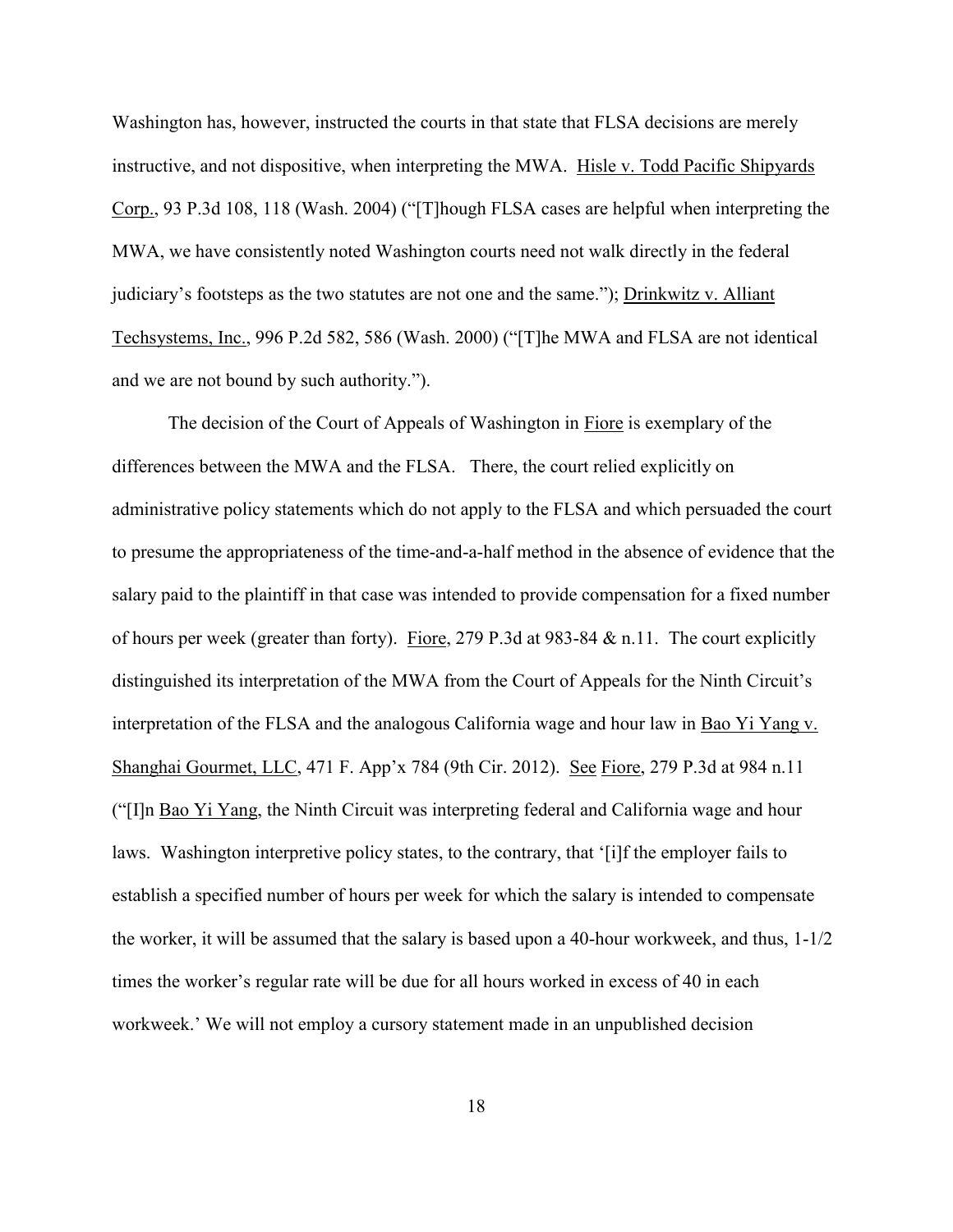Washington has, however, instructed the courts in that state that FLSA decisions are merely instructive, and not dispositive, when interpreting the MWA. Hisle v. Todd Pacific Shipyards Corp., 93 P.3d 108, 118 (Wash. 2004) ("[T]hough FLSA cases are helpful when interpreting the MWA, we have consistently noted Washington courts need not walk directly in the federal judiciary's footsteps as the two statutes are not one and the same."); Drinkwitz v. Alliant Techsystems, Inc., 996 P.2d 582, 586 (Wash. 2000) ("[T]he MWA and FLSA are not identical and we are not bound by such authority.").

The decision of the Court of Appeals of Washington in Fiore is exemplary of the differences between the MWA and the FLSA. There, the court relied explicitly on administrative policy statements which do not apply to the FLSA and which persuaded the court to presume the appropriateness of the time-and-a-half method in the absence of evidence that the salary paid to the plaintiff in that case was intended to provide compensation for a fixed number of hours per week (greater than forty). Fiore, 279 P.3d at 983-84 & n.11. The court explicitly distinguished its interpretation of the MWA from the Court of Appeals for the Ninth Circuit's interpretation of the FLSA and the analogous California wage and hour law in Bao Yi Yang v. Shanghai Gourmet, LLC, 471 F. App'x 784 (9th Cir. 2012). See Fiore, 279 P.3d at 984 n.11 ("[I]n Bao Yi Yang, the Ninth Circuit was interpreting federal and California wage and hour laws. Washington interpretive policy states, to the contrary, that '[i]f the employer fails to establish a specified number of hours per week for which the salary is intended to compensate the worker, it will be assumed that the salary is based upon a 40-hour workweek, and thus, 1-1/2 times the worker's regular rate will be due for all hours worked in excess of 40 in each workweek.' We will not employ a cursory statement made in an unpublished decision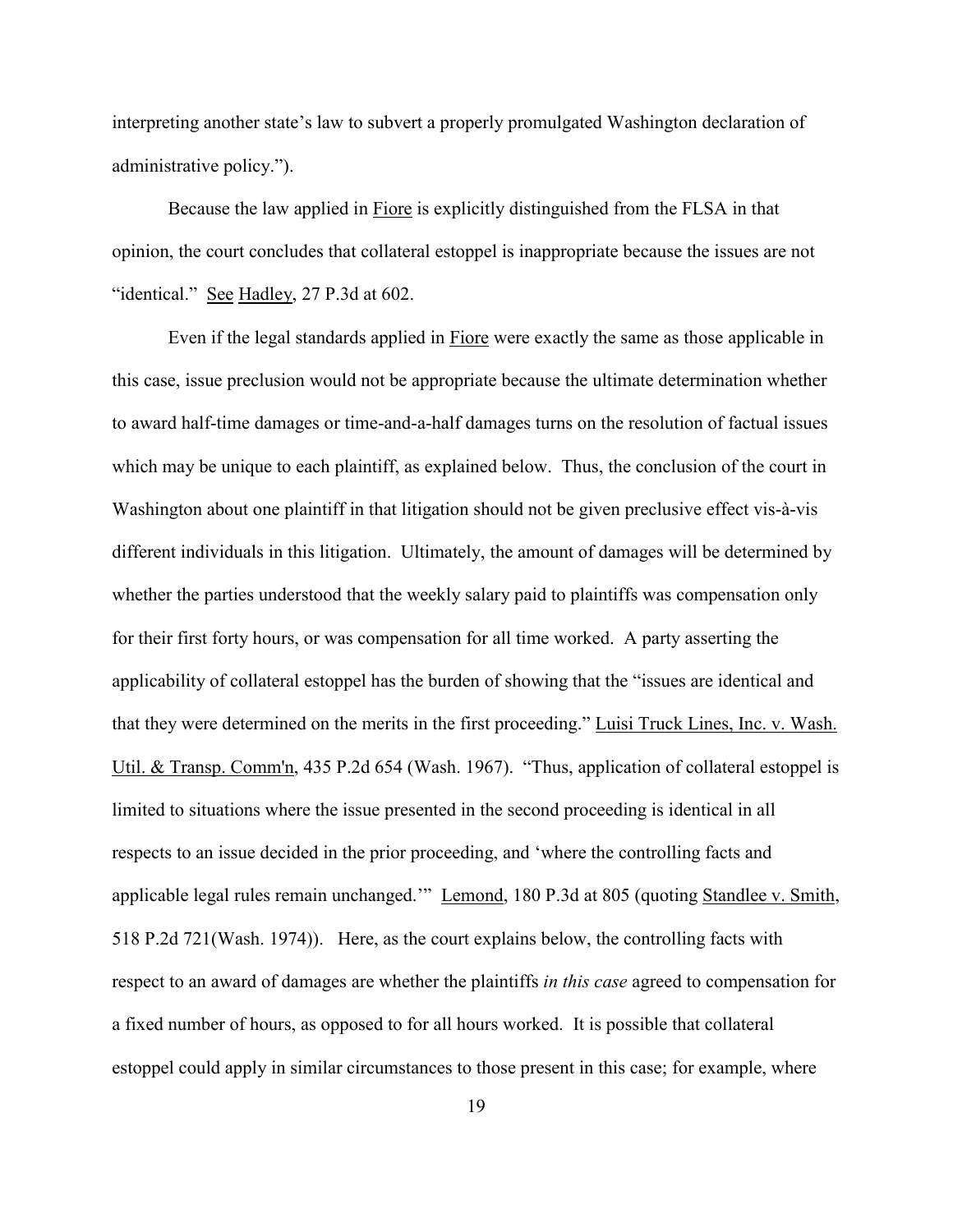interpreting another state's law to subvert a properly promulgated Washington declaration of administrative policy.").

Because the law applied in Fiore is explicitly distinguished from the FLSA in that opinion, the court concludes that collateral estoppel is inappropriate because the issues are not "identical." See Hadley, 27 P.3d at 602.

Even if the legal standards applied in Fiore were exactly the same as those applicable in this case, issue preclusion would not be appropriate because the ultimate determination whether to award half-time damages or time-and-a-half damages turns on the resolution of factual issues which may be unique to each plaintiff, as explained below. Thus, the conclusion of the court in Washington about one plaintiff in that litigation should not be given preclusive effect vis-à-vis different individuals in this litigation. Ultimately, the amount of damages will be determined by whether the parties understood that the weekly salary paid to plaintiffs was compensation only for their first forty hours, or was compensation for all time worked. A party asserting the applicability of collateral estoppel has the burden of showing that the "issues are identical and that they were determined on the merits in the first proceeding." Luisi Truck Lines, Inc. v. Wash. Util. & Transp. Comm'n, 435 P.2d 654 (Wash. 1967). "Thus, application of collateral estoppel is limited to situations where the issue presented in the second proceeding is identical in all respects to an issue decided in the prior proceeding, and 'where the controlling facts and applicable legal rules remain unchanged.'" Lemond, 180 P.3d at 805 (quoting Standlee v. Smith, 518 P.2d 721(Wash. 1974)). Here, as the court explains below, the controlling facts with respect to an award of damages are whether the plaintiffs *in this case* agreed to compensation for a fixed number of hours, as opposed to for all hours worked. It is possible that collateral estoppel could apply in similar circumstances to those present in this case; for example, where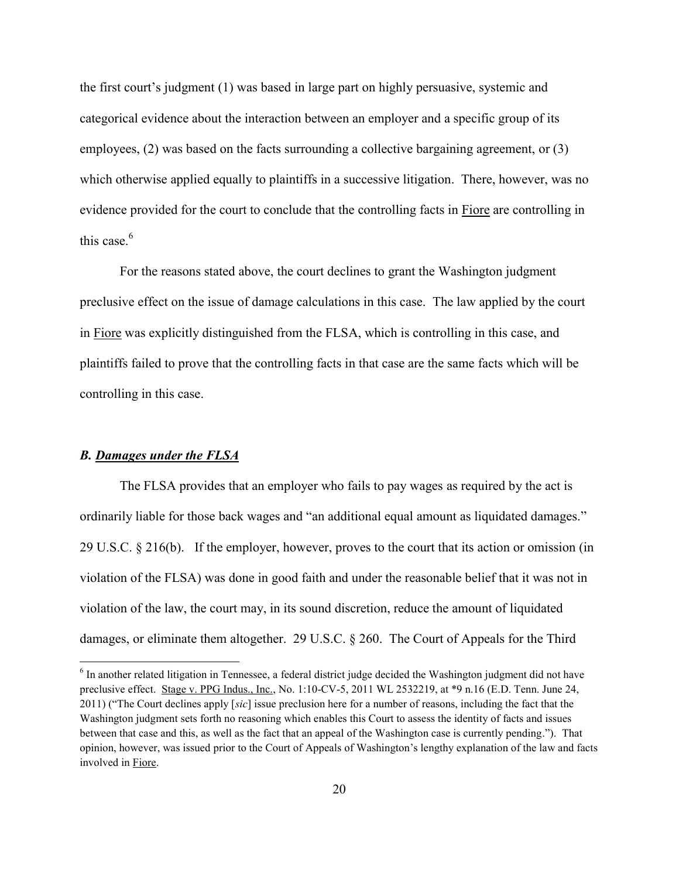the first court's judgment (1) was based in large part on highly persuasive, systemic and categorical evidence about the interaction between an employer and a specific group of its employees, (2) was based on the facts surrounding a collective bargaining agreement, or (3) which otherwise applied equally to plaintiffs in a successive litigation. There, however, was no evidence provided for the court to conclude that the controlling facts in Fiore are controlling in this case.[6]

For the reasons stated above, the court declines to grant the Washington judgment preclusive effect on the issue of damage calculations in this case. The law applied by the court in Fiore was explicitly distinguished from the FLSA, which is controlling in this case, and plaintiffs failed to prove that the controlling facts in that case are the same facts which will be controlling in this case.

### *B. Damages under the FLSA*

The FLSA provides that an employer who fails to pay wages as required by the act is ordinarily liable for those back wages and "an additional equal amount as liquidated damages." 29 U.S.C. § 216(b). If the employer, however, proves to the court that its action or omission (in violation of the FLSA) was done in good faith and under the reasonable belief that it was not in violation of the law, the court may, in its sound discretion, reduce the amount of liquidated damages, or eliminate them altogether. 29 U.S.C. § 260. The Court of Appeals for the Third

---

[6] In another related litigation in Tennessee, a federal district judge decided the Washington judgment did not have preclusive effect. Stage v. PPG Indus., Inc., No. 1:10-CV-5, 2011 WL 2532219, at *9 n.16 (E.D. Tenn. June 24, 2011) ("The Court declines apply [*sic*] issue preclusion here for a number of reasons, including the fact that the Washington judgment sets forth no reasoning which enables this Court to assess the identity of facts and issues between that case and this, as well as the fact that an appeal of the Washington case is currently pending."). That opinion, however, was issued prior to the Court of Appeals of Washington's lengthy explanation of the law and facts involved in Fiore.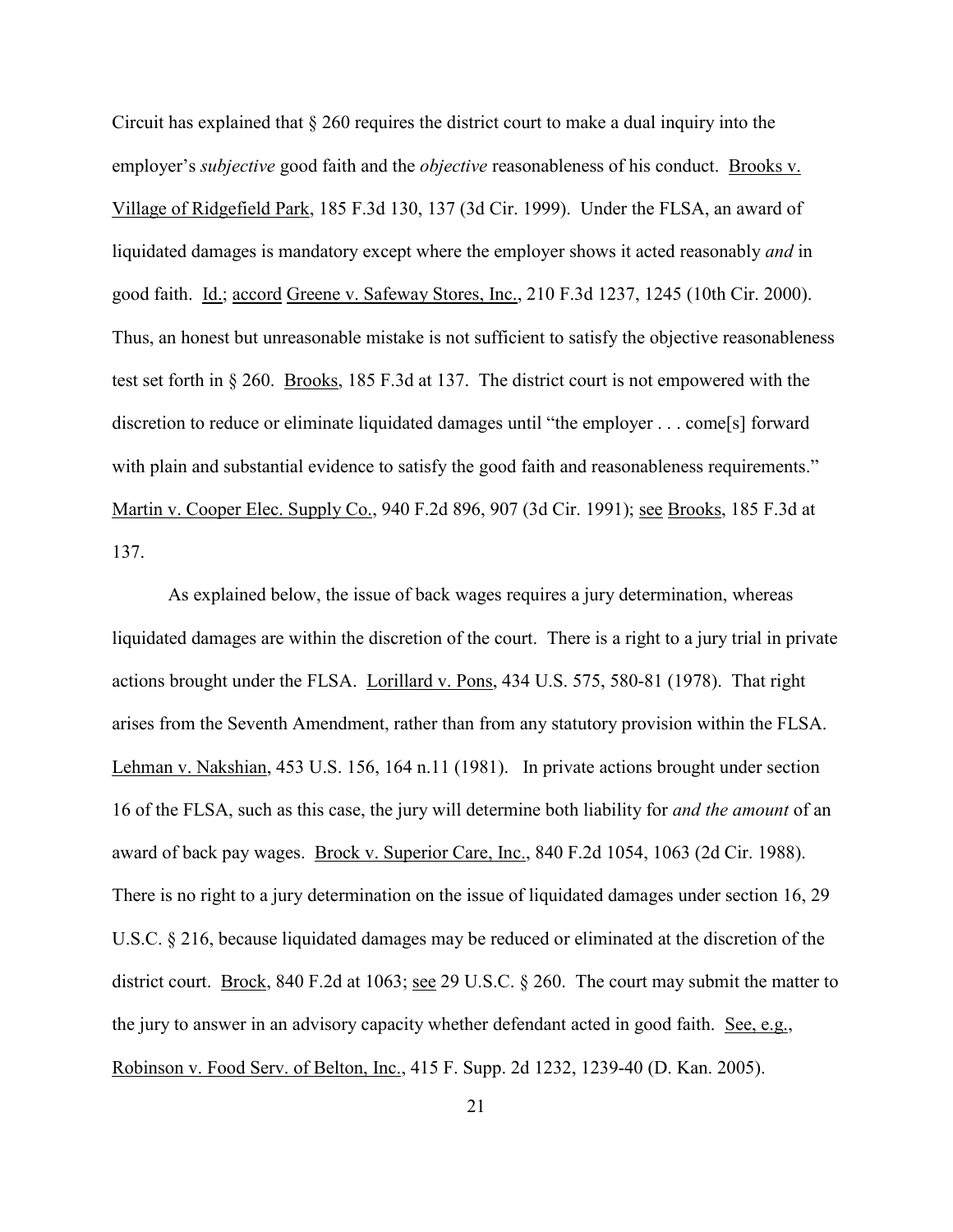Circuit has explained that § 260 requires the district court to make a dual inquiry into the employer's *subjective* good faith and the *objective* reasonableness of his conduct. Brooks v. Village of Ridgefield Park, 185 F.3d 130, 137 (3d Cir. 1999). Under the FLSA, an award of liquidated damages is mandatory except where the employer shows it acted reasonably *and* in good faith. Id.; accord Greene v. Safeway Stores, Inc., 210 F.3d 1237, 1245 (10th Cir. 2000). Thus, an honest but unreasonable mistake is not sufficient to satisfy the objective reasonableness test set forth in § 260. Brooks, 185 F.3d at 137. The district court is not empowered with the discretion to reduce or eliminate liquidated damages until "the employer . . . come[s] forward with plain and substantial evidence to satisfy the good faith and reasonableness requirements." Martin v. Cooper Elec. Supply Co., 940 F.2d 896, 907 (3d Cir. 1991); see Brooks, 185 F.3d at 137.

As explained below, the issue of back wages requires a jury determination, whereas liquidated damages are within the discretion of the court. There is a right to a jury trial in private actions brought under the FLSA. Lorillard v. Pons, 434 U.S. 575, 580-81 (1978). That right arises from the Seventh Amendment, rather than from any statutory provision within the FLSA. Lehman v. Nakshian, 453 U.S. 156, 164 n.11 (1981). In private actions brought under section 16 of the FLSA, such as this case, the jury will determine both liability for *and the amount* of an award of back pay wages. Brock v. Superior Care, Inc., 840 F.2d 1054, 1063 (2d Cir. 1988). There is no right to a jury determination on the issue of liquidated damages under section 16, 29 U.S.C. § 216, because liquidated damages may be reduced or eliminated at the discretion of the district court. Brock, 840 F.2d at 1063; see 29 U.S.C. § 260. The court may submit the matter to the jury to answer in an advisory capacity whether defendant acted in good faith. See, e.g., Robinson v. Food Serv. of Belton, Inc., 415 F. Supp. 2d 1232, 1239-40 (D. Kan. 2005).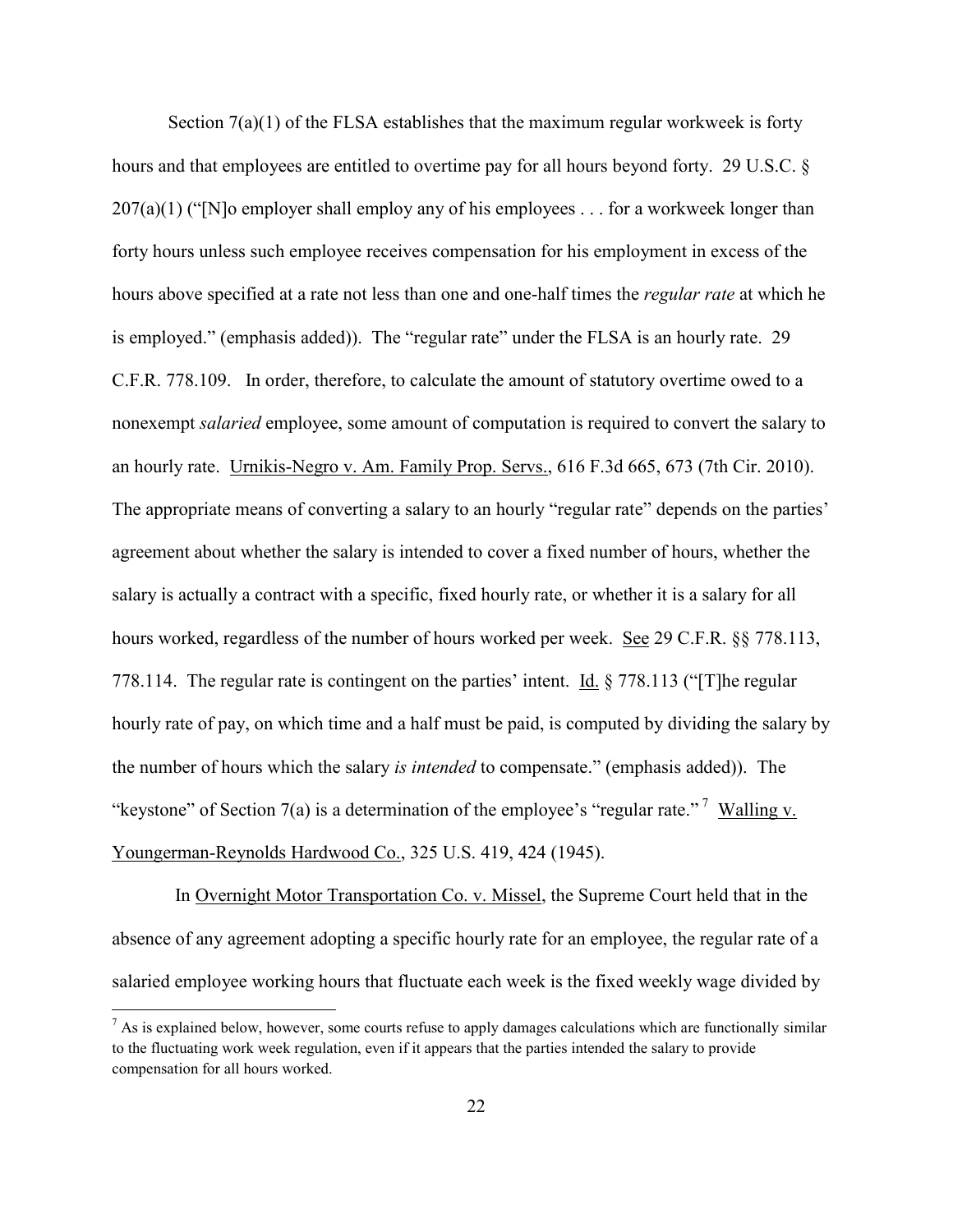Section 7(a)(1) of the FLSA establishes that the maximum regular workweek is forty hours and that employees are entitled to overtime pay for all hours beyond forty. 29 U.S.C. § 207(a)(1) ("[N]o employer shall employ any of his employees . . . for a workweek longer than forty hours unless such employee receives compensation for his employment in excess of the hours above specified at a rate not less than one and one-half times the *regular rate* at which he is employed." (emphasis added)). The "regular rate" under the FLSA is an hourly rate. 29 C.F.R. 778.109. In order, therefore, to calculate the amount of statutory overtime owed to a nonexempt *salaried* employee, some amount of computation is required to convert the salary to an hourly rate. Urnikis-Negro v. Am. Family Prop. Servs., 616 F.3d 665, 673 (7th Cir. 2010). The appropriate means of converting a salary to an hourly "regular rate" depends on the parties' agreement about whether the salary is intended to cover a fixed number of hours, whether the salary is actually a contract with a specific, fixed hourly rate, or whether it is a salary for all hours worked, regardless of the number of hours worked per week. See 29 C.F.R. §§ 778.113, 778.114. The regular rate is contingent on the parties' intent. Id. § 778.113 ("[T]he regular hourly rate of pay, on which time and a half must be paid, is computed by dividing the salary by the number of hours which the salary *is intended* to compensate." (emphasis added)). The "keystone" of Section 7(a) is a determination of the employee's "regular rate."[7] Walling v. Youngerman-Reynolds Hardwood Co., 325 U.S. 419, 424 (1945).

In Overnight Motor Transportation Co. v. Missel, the Supreme Court held that in the absence of any agreement adopting a specific hourly rate for an employee, the regular rate of a salaried employee working hours that fluctuate each week is the fixed weekly wage divided by

[7] As is explained below, however, some courts refuse to apply damages calculations which are functionally similar to the fluctuating work week regulation, even if it appears that the parties intended the salary to provide compensation for all hours worked.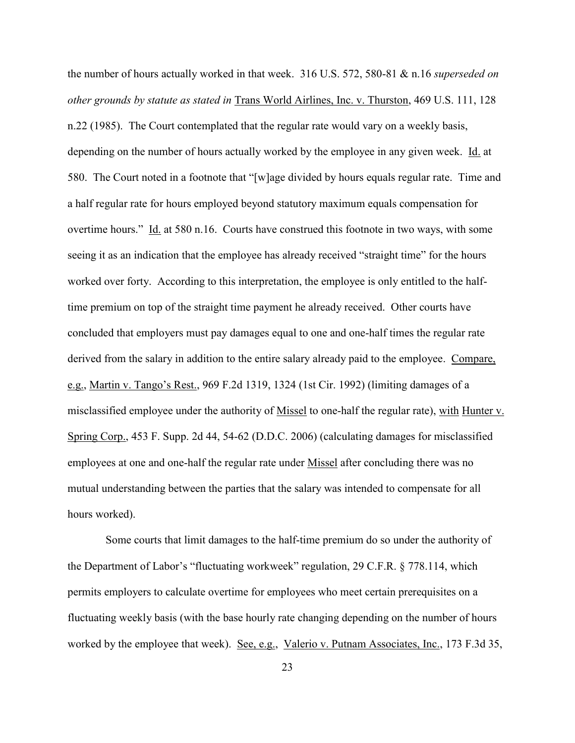the number of hours actually worked in that week. 316 U.S. 572, 580-81 & n.16 *superseded on other grounds by statute as stated in* Trans World Airlines, Inc. v. Thurston, 469 U.S. 111, 128 n.22 (1985). The Court contemplated that the regular rate would vary on a weekly basis, depending on the number of hours actually worked by the employee in any given week. Id. at 580. The Court noted in a footnote that "[w]age divided by hours equals regular rate. Time and a half regular rate for hours employed beyond statutory maximum equals compensation for overtime hours." Id. at 580 n.16. Courts have construed this footnote in two ways, with some seeing it as an indication that the employee has already received "straight time" for the hours worked over forty. According to this interpretation, the employee is only entitled to the half-time premium on top of the straight time payment he already received. Other courts have concluded that employers must pay damages equal to one and one-half times the regular rate derived from the salary in addition to the entire salary already paid to the employee. Compare, e.g., Martin v. Tango's Rest., 969 F.2d 1319, 1324 (1st Cir. 1992) (limiting damages of a misclassified employee under the authority of Missel to one-half the regular rate), with Hunter v. Spring Corp., 453 F. Supp. 2d 44, 54-62 (D.D.C. 2006) (calculating damages for misclassified employees at one and one-half the regular rate under Missel after concluding there was no mutual understanding between the parties that the salary was intended to compensate for all hours worked).

Some courts that limit damages to the half-time premium do so under the authority of the Department of Labor's "fluctuating workweek" regulation, 29 C.F.R. § 778.114, which permits employers to calculate overtime for employees who meet certain prerequisites on a fluctuating weekly basis (with the base hourly rate changing depending on the number of hours worked by the employee that week). See, e.g., Valerio v. Putnam Associates, Inc., 173 F.3d 35,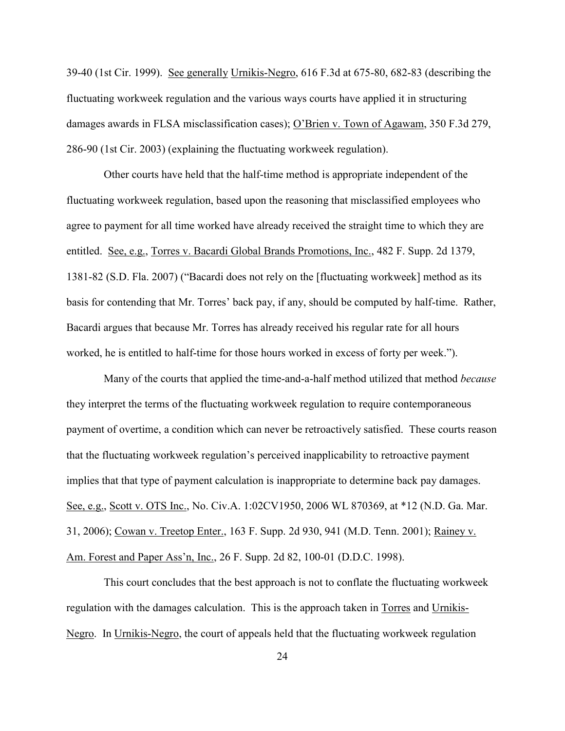39-40 (1st Cir. 1999). See generally Urnikis-Negro, 616 F.3d at 675-80, 682-83 (describing the fluctuating workweek regulation and the various ways courts have applied it in structuring damages awards in FLSA misclassification cases); O'Brien v. Town of Agawam, 350 F.3d 279, 286-90 (1st Cir. 2003) (explaining the fluctuating workweek regulation).

Other courts have held that the half-time method is appropriate independent of the fluctuating workweek regulation, based upon the reasoning that misclassified employees who agree to payment for all time worked have already received the straight time to which they are entitled. See, e.g., Torres v. Bacardi Global Brands Promotions, Inc., 482 F. Supp. 2d 1379, 1381-82 (S.D. Fla. 2007) ("Bacardi does not rely on the [fluctuating workweek] method as its basis for contending that Mr. Torres' back pay, if any, should be computed by half-time. Rather, Bacardi argues that because Mr. Torres has already received his regular rate for all hours worked, he is entitled to half-time for those hours worked in excess of forty per week.").

Many of the courts that applied the time-and-a-half method utilized that method *because* they interpret the terms of the fluctuating workweek regulation to require contemporaneous payment of overtime, a condition which can never be retroactively satisfied. These courts reason that the fluctuating workweek regulation's perceived inapplicability to retroactive payment implies that that type of payment calculation is inappropriate to determine back pay damages. See, e.g., Scott v. OTS Inc., No. Civ.A. 1:02CV1950, 2006 WL 870369, at *12 (N.D. Ga. Mar. 31, 2006); Cowan v. Treetop Enter., 163 F. Supp. 2d 930, 941 (M.D. Tenn. 2001); Rainey v. Am. Forest and Paper Ass'n, Inc., 26 F. Supp. 2d 82, 100-01 (D.D.C. 1998).

This court concludes that the best approach is not to conflate the fluctuating workweek regulation with the damages calculation. This is the approach taken in Torres and Urnikis-Negro. In Urnikis-Negro, the court of appeals held that the fluctuating workweek regulation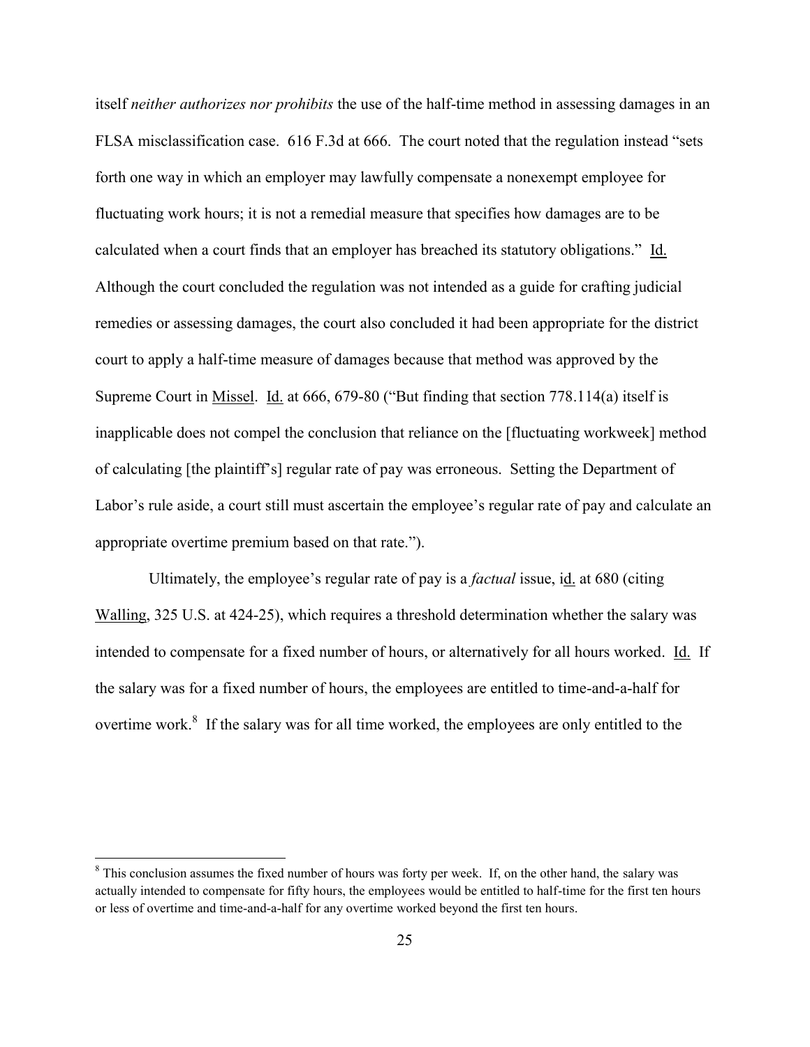itself *neither authorizes nor prohibits* the use of the half-time method in assessing damages in an FLSA misclassification case. 616 F.3d at 666. The court noted that the regulation instead "sets forth one way in which an employer may lawfully compensate a nonexempt employee for fluctuating work hours; it is not a remedial measure that specifies how damages are to be calculated when a court finds that an employer has breached its statutory obligations." Id. Although the court concluded the regulation was not intended as a guide for crafting judicial remedies or assessing damages, the court also concluded it had been appropriate for the district court to apply a half-time measure of damages because that method was approved by the Supreme Court in Missel. Id. at 666, 679-80 ("But finding that section 778.114(a) itself is inapplicable does not compel the conclusion that reliance on the [fluctuating workweek] method of calculating [the plaintiff's] regular rate of pay was erroneous. Setting the Department of Labor's rule aside, a court still must ascertain the employee's regular rate of pay and calculate an appropriate overtime premium based on that rate.").

Ultimately, the employee's regular rate of pay is a *factual* issue, id. at 680 (citing Walling, 325 U.S. at 424-25), which requires a threshold determination whether the salary was intended to compensate for a fixed number of hours, or alternatively for all hours worked. Id. If the salary was for a fixed number of hours, the employees are entitled to time-and-a-half for overtime work.[8] If the salary was for all time worked, the employees are only entitled to the

[8] This conclusion assumes the fixed number of hours was forty per week. If, on the other hand, the salary was actually intended to compensate for fifty hours, the employees would be entitled to half-time for the first ten hours or less of overtime and time-and-a-half for any overtime worked beyond the first ten hours.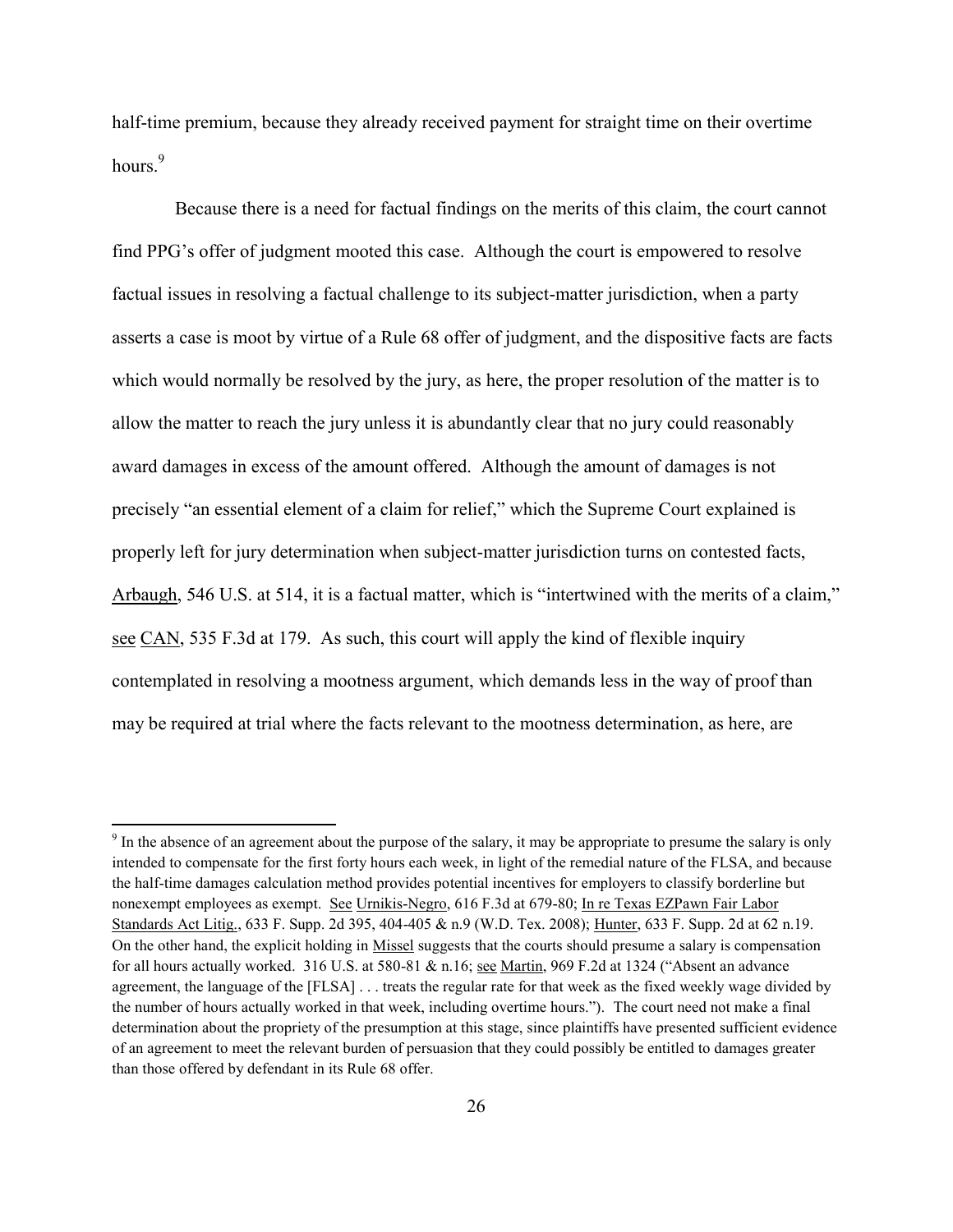half-time premium, because they already received payment for straight time on their overtime hours.[9]

Because there is a need for factual findings on the merits of this claim, the court cannot find PPG's offer of judgment mooted this case. Although the court is empowered to resolve factual issues in resolving a factual challenge to its subject-matter jurisdiction, when a party asserts a case is moot by virtue of a Rule 68 offer of judgment, and the dispositive facts are facts which would normally be resolved by the jury, as here, the proper resolution of the matter is to allow the matter to reach the jury unless it is abundantly clear that no jury could reasonably award damages in excess of the amount offered. Although the amount of damages is not precisely "an essential element of a claim for relief," which the Supreme Court explained is properly left for jury determination when subject-matter jurisdiction turns on contested facts, Arbaugh, 546 U.S. at 514, it is a factual matter, which is "intertwined with the merits of a claim," see CAN, 535 F.3d at 179. As such, this court will apply the kind of flexible inquiry contemplated in resolving a mootness argument, which demands less in the way of proof than may be required at trial where the facts relevant to the mootness determination, as here, are

---

[9] In the absence of an agreement about the purpose of the salary, it may be appropriate to presume the salary is only intended to compensate for the first forty hours each week, in light of the remedial nature of the FLSA, and because the half-time damages calculation method provides potential incentives for employers to classify borderline but nonexempt employees as exempt. See Urnikis-Negro, 616 F.3d at 679-80; In re Texas EZPawn Fair Labor Standards Act Litig., 633 F. Supp. 2d 395, 404-405 & n.9 (W.D. Tex. 2008); Hunter, 633 F. Supp. 2d at 62 n.19. On the other hand, the explicit holding in Missel suggests that the courts should presume a salary is compensation for all hours actually worked. 316 U.S. at 580-81 & n.16; see Martin, 969 F.2d at 1324 ("Absent an advance agreement, the language of the [FLSA] . . . treats the regular rate for that week as the fixed weekly wage divided by the number of hours actually worked in that week, including overtime hours."). The court need not make a final determination about the propriety of the presumption at this stage, since plaintiffs have presented sufficient evidence of an agreement to meet the relevant burden of persuasion that they could possibly be entitled to damages greater than those offered by defendant in its Rule 68 offer.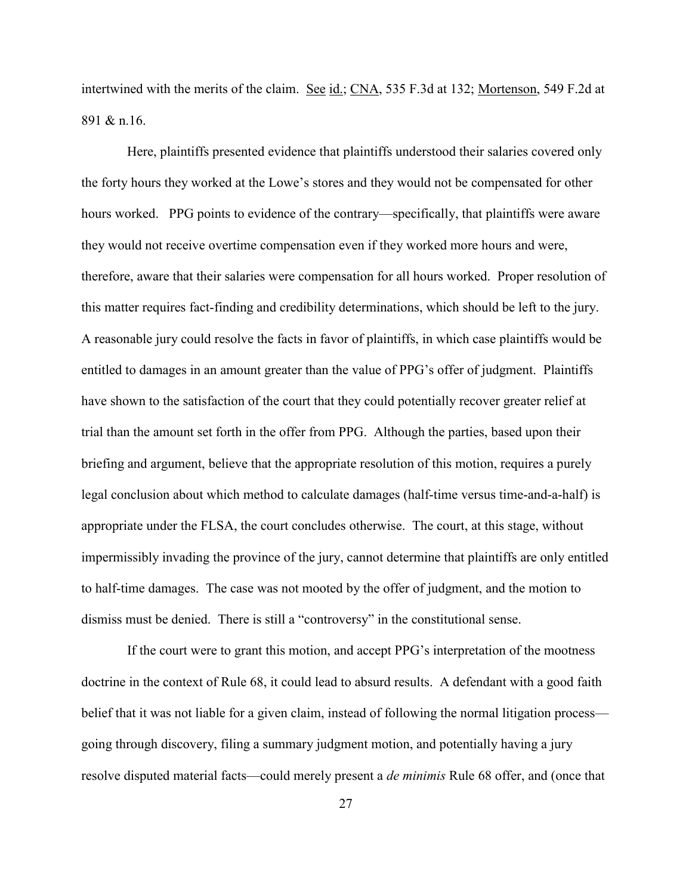intertwined with the merits of the claim. See id.; CNA, 535 F.3d at 132; Mortenson, 549 F.2d at 891 & n.16.

Here, plaintiffs presented evidence that plaintiffs understood their salaries covered only the forty hours they worked at the Lowe's stores and they would not be compensated for other hours worked. PPG points to evidence of the contrary—specifically, that plaintiffs were aware they would not receive overtime compensation even if they worked more hours and were, therefore, aware that their salaries were compensation for all hours worked. Proper resolution of this matter requires fact-finding and credibility determinations, which should be left to the jury. A reasonable jury could resolve the facts in favor of plaintiffs, in which case plaintiffs would be entitled to damages in an amount greater than the value of PPG's offer of judgment. Plaintiffs have shown to the satisfaction of the court that they could potentially recover greater relief at trial than the amount set forth in the offer from PPG. Although the parties, based upon their briefing and argument, believe that the appropriate resolution of this motion, requires a purely legal conclusion about which method to calculate damages (half-time versus time-and-a-half) is appropriate under the FLSA, the court concludes otherwise. The court, at this stage, without impermissibly invading the province of the jury, cannot determine that plaintiffs are only entitled to half-time damages. The case was not mooted by the offer of judgment, and the motion to dismiss must be denied. There is still a "controversy" in the constitutional sense.

If the court were to grant this motion, and accept PPG's interpretation of the mootness doctrine in the context of Rule 68, it could lead to absurd results. A defendant with a good faith belief that it was not liable for a given claim, instead of following the normal litigation process—going through discovery, filing a summary judgment motion, and potentially having a jury resolve disputed material facts—could merely present a *de minimis* Rule 68 offer, and (once that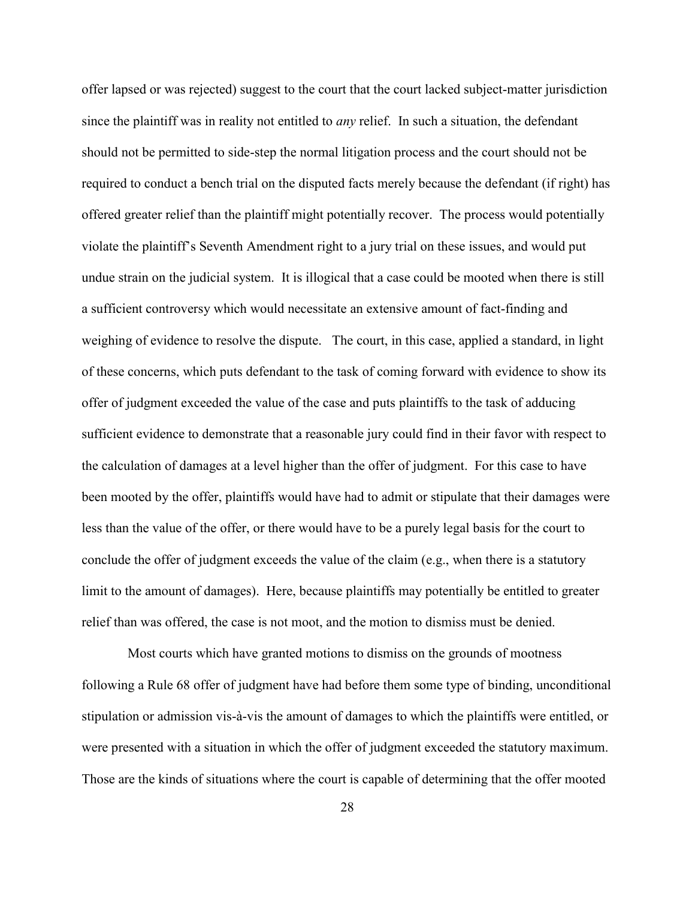offer lapsed or was rejected) suggest to the court that the court lacked subject-matter jurisdiction since the plaintiff was in reality not entitled to *any* relief. In such a situation, the defendant should not be permitted to side-step the normal litigation process and the court should not be required to conduct a bench trial on the disputed facts merely because the defendant (if right) has offered greater relief than the plaintiff might potentially recover. The process would potentially violate the plaintiff's Seventh Amendment right to a jury trial on these issues, and would put undue strain on the judicial system. It is illogical that a case could be mooted when there is still a sufficient controversy which would necessitate an extensive amount of fact-finding and weighing of evidence to resolve the dispute. The court, in this case, applied a standard, in light of these concerns, which puts defendant to the task of coming forward with evidence to show its offer of judgment exceeded the value of the case and puts plaintiffs to the task of adducing sufficient evidence to demonstrate that a reasonable jury could find in their favor with respect to the calculation of damages at a level higher than the offer of judgment. For this case to have been mooted by the offer, plaintiffs would have had to admit or stipulate that their damages were less than the value of the offer, or there would have to be a purely legal basis for the court to conclude the offer of judgment exceeds the value of the claim (e.g., when there is a statutory limit to the amount of damages). Here, because plaintiffs may potentially be entitled to greater relief than was offered, the case is not moot, and the motion to dismiss must be denied.

Most courts which have granted motions to dismiss on the grounds of mootness following a Rule 68 offer of judgment have had before them some type of binding, unconditional stipulation or admission vis-à-vis the amount of damages to which the plaintiffs were entitled, or were presented with a situation in which the offer of judgment exceeded the statutory maximum. Those are the kinds of situations where the court is capable of determining that the offer mooted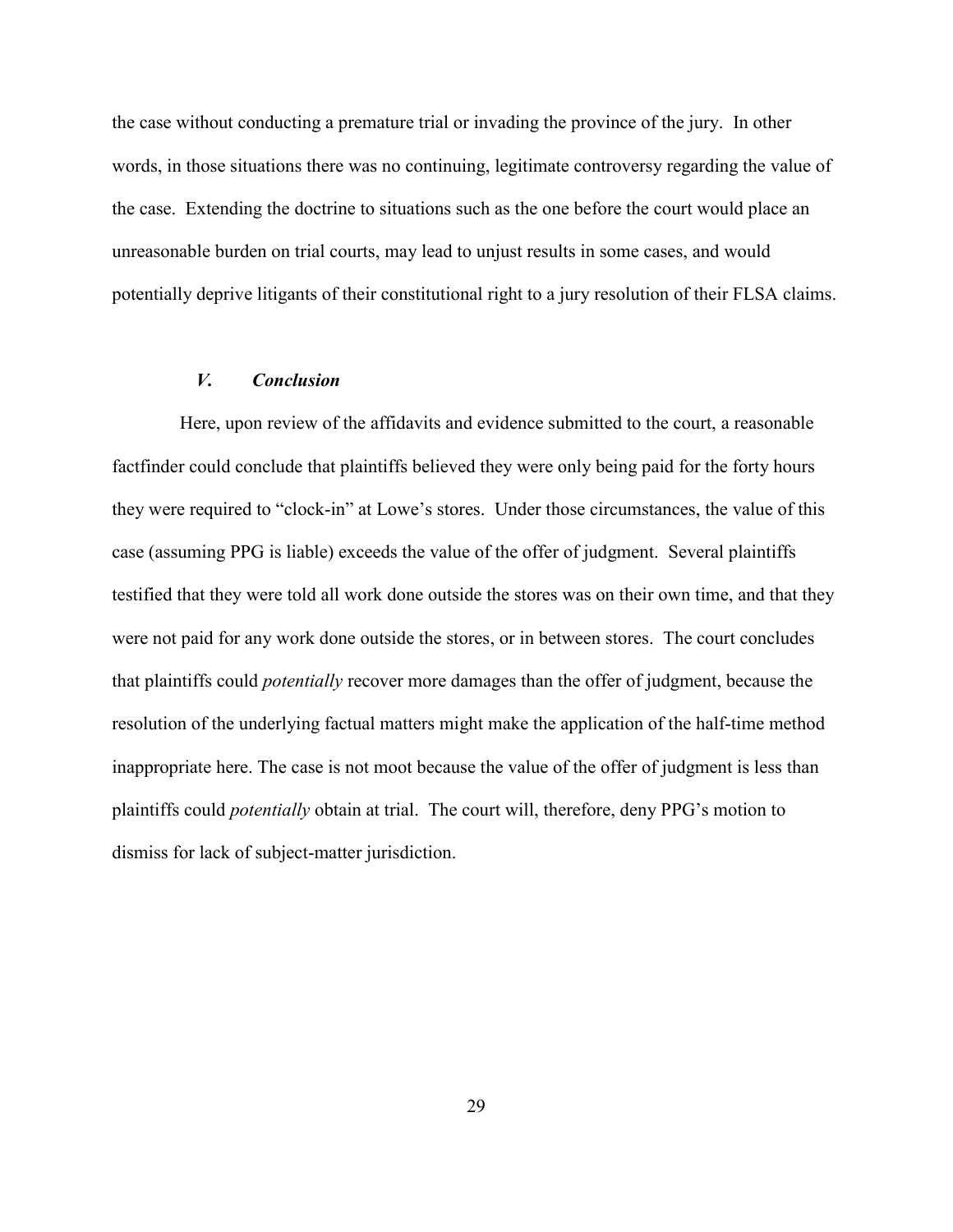the case without conducting a premature trial or invading the province of the jury. In other words, in those situations there was no continuing, legitimate controversy regarding the value of the case. Extending the doctrine to situations such as the one before the court would place an unreasonable burden on trial courts, may lead to unjust results in some cases, and would potentially deprive litigants of their constitutional right to a jury resolution of their FLSA claims.

### *V. Conclusion*

Here, upon review of the affidavits and evidence submitted to the court, a reasonable factfinder could conclude that plaintiffs believed they were only being paid for the forty hours they were required to "clock-in" at Lowe's stores. Under those circumstances, the value of this case (assuming PPG is liable) exceeds the value of the offer of judgment. Several plaintiffs testified that they were told all work done outside the stores was on their own time, and that they were not paid for any work done outside the stores, or in between stores. The court concludes that plaintiffs could *potentially* recover more damages than the offer of judgment, because the resolution of the underlying factual matters might make the application of the half-time method inappropriate here. The case is not moot because the value of the offer of judgment is less than plaintiffs could *potentially* obtain at trial. The court will, therefore, deny PPG's motion to dismiss for lack of subject-matter jurisdiction.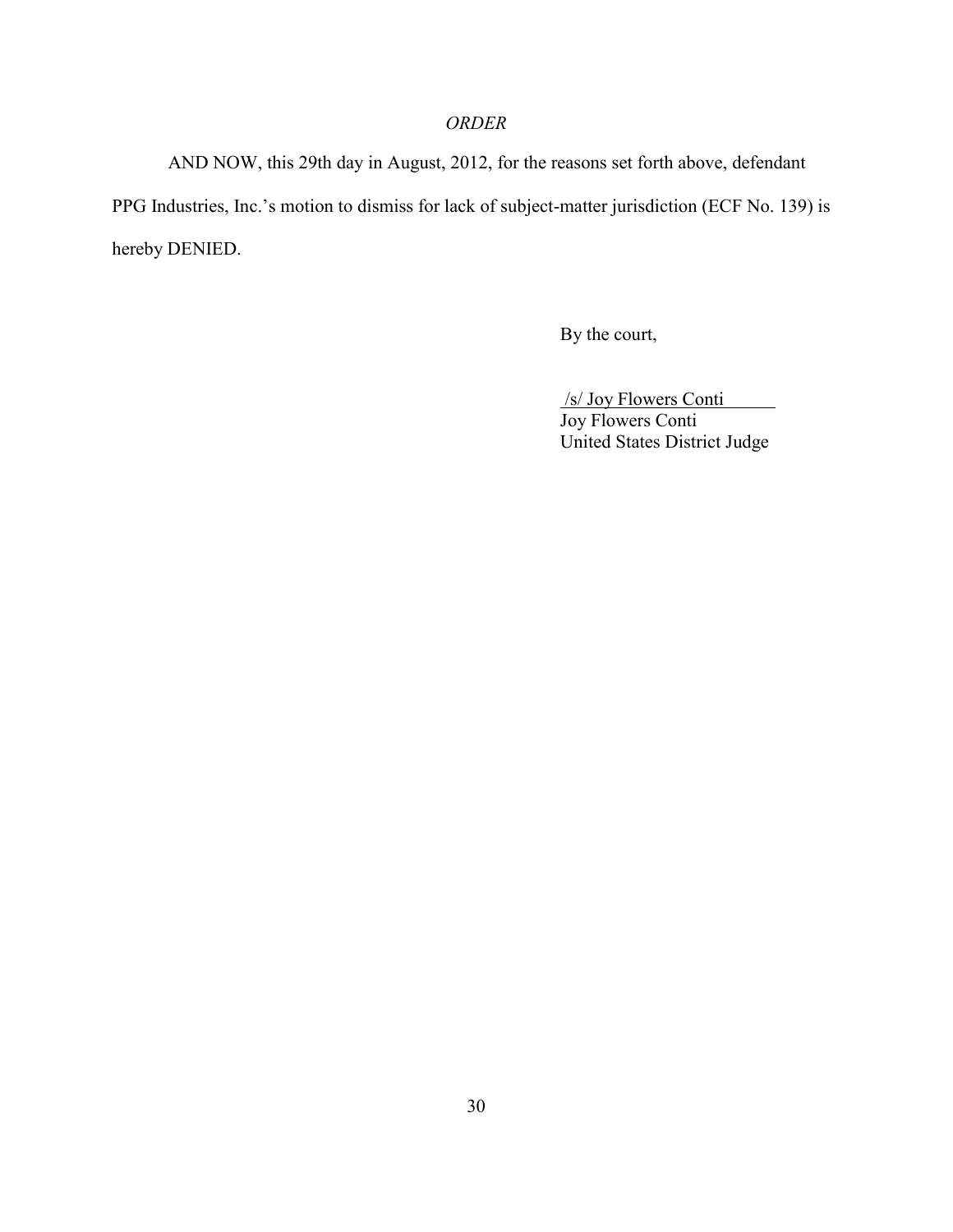*ORDER*

AND NOW, this 29th day in August, 2012, for the reasons set forth above, defendant PPG Industries, Inc.'s motion to dismiss for lack of subject-matter jurisdiction (ECF No. 139) is hereby DENIED.

By the court,

/s/ Joy Flowers Conti
Joy Flowers Conti
United States District Judge